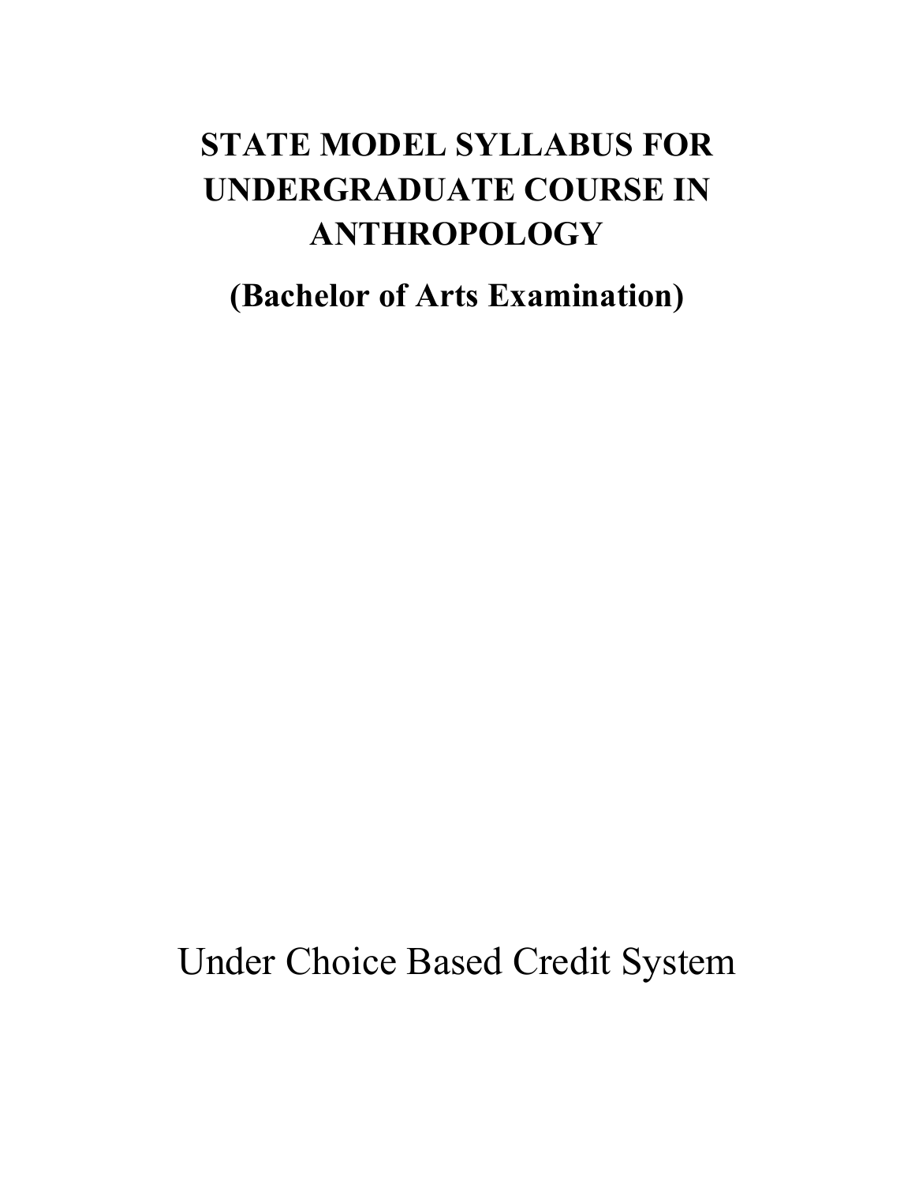# STATE MODEL SYLLABUS FOR UNDERGRADUATE COURSE IN ANTHROPOLOGY

## (Bachelor of Arts Examination)

Under Choice Based Credit System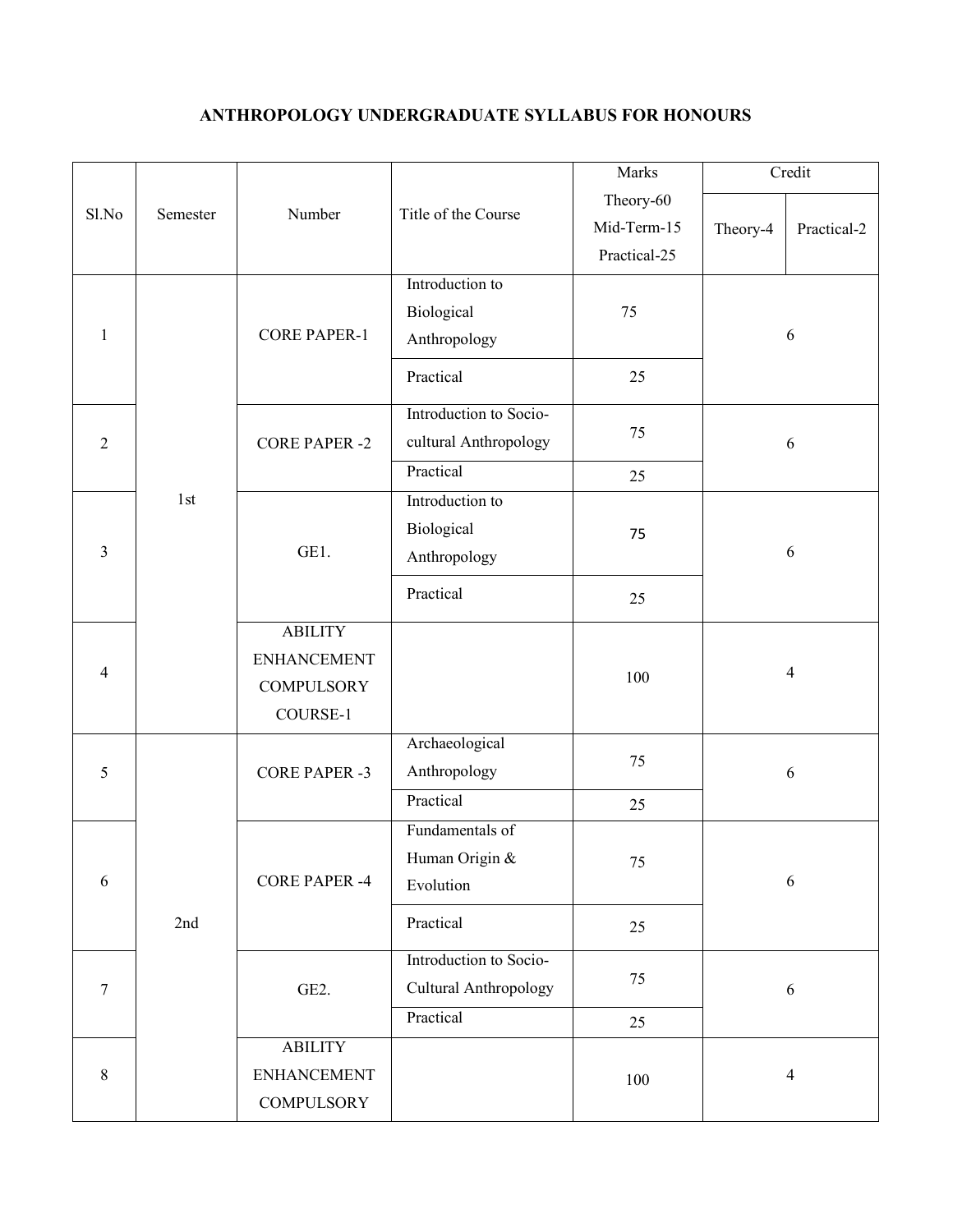# ANTHROPOLOGY UNDERGRADUATE SYLLABUS FOR HONOURS

| Sl.No | Semester | Number | Title of the Course | Marks Theory-60 Mid-Term-15 Practical-25 | Credit | |
|---|---|---|---|---|---|---|
| | | | | | Theory-4 | Practical-2 |
| 1 | 1st | CORE PAPER-1 | Introduction to Biological Anthropology | 75 | 6 | |
| | | | Practical | 25 | | |
| 2 | | CORE PAPER -2 | Introduction to Socio-cultural Anthropology | 75 | 6 | |
| | | | Practical | 25 | | |
| 3 | | GE1. | Introduction to Biological Anthropology | 75 | 6 | |
| | | | Practical | 25 | | |
| 4 | | ABILITY ENHANCEMENT COMPULSORY COURSE-1 | | 100 | 4 | |
| 5 | 2nd | CORE PAPER -3 | Archaeological Anthropology | 75 | 6 | |
| | | | Practical | 25 | | |
| 6 | | CORE PAPER -4 | Fundamentals of Human Origin & Evolution | 75 | 6 | |
| | | | Practical | 25 | | |
| 7 | | GE2. | Introduction to Socio-Cultural Anthropology | 75 | 6 | |
| | | | Practical | 25 | | |
| 8 | | ABILITY ENHANCEMENT COMPULSORY | | 100 | 4 | |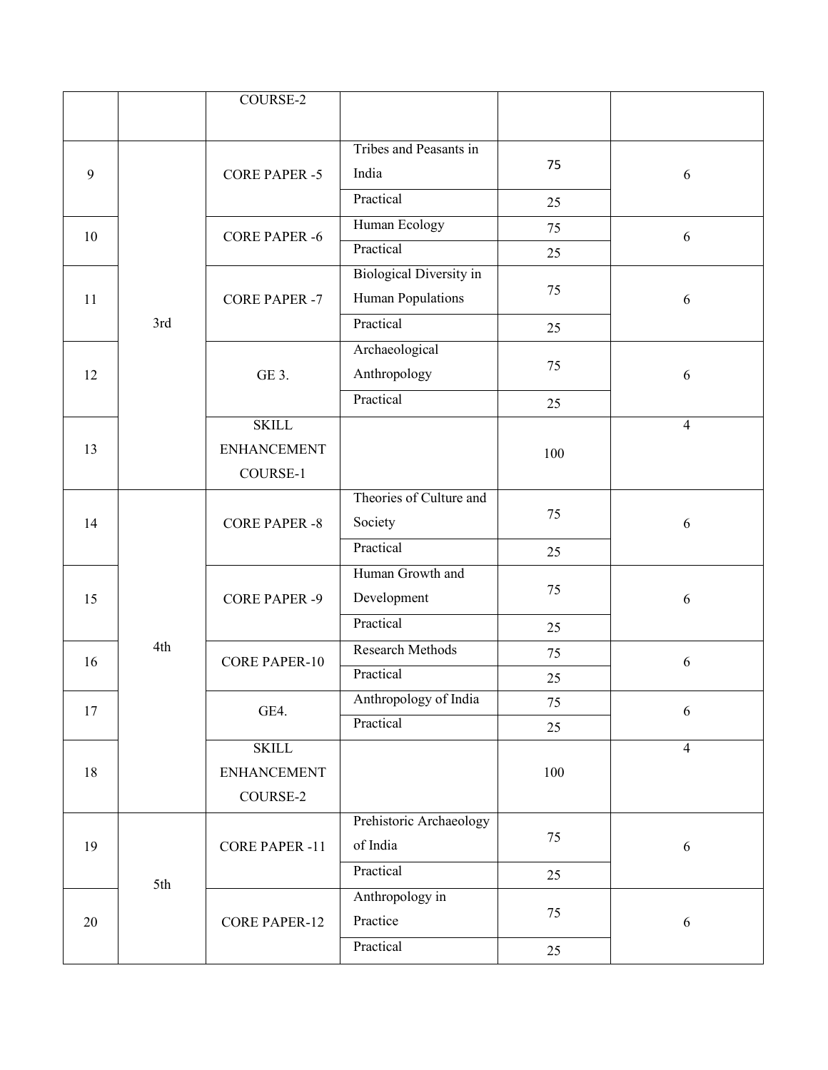| | | COURSE-2 | | | |
|---|---|---|---|---|---|
| 9 | 3rd | CORE PAPER -5 | Tribes and Peasants in India | 75 | 6 |
| | | | Practical | 25 | |
| 10 | | CORE PAPER -6 | Human Ecology | 75 | 6 |
| | | | Practical | 25 | |
| 11 | | CORE PAPER -7 | Biological Diversity in Human Populations | 75 | 6 |
| | | | Practical | 25 | |
| 12 | | GE 3. | Archaeological Anthropology | 75 | 6 |
| | | | Practical | 25 | |
| 13 | | SKILL ENHANCEMENT COURSE-1 | | 100 | 4 |
| 14 | 4th | CORE PAPER -8 | Theories of Culture and Society | 75 | 6 |
| | | | Practical | 25 | |
| 15 | | CORE PAPER -9 | Human Growth and Development | 75 | 6 |
| | | | Practical | 25 | |
| 16 | | CORE PAPER-10 | Research Methods | 75 | 6 |
| | | | Practical | 25 | |
| 17 | | GE4. | Anthropology of India | 75 | 6 |
| | | | Practical | 25 | |
| 18 | | SKILL ENHANCEMENT COURSE-2 | | 100 | 4 |
| 19 | 5th | CORE PAPER -11 | Prehistoric Archaeology of India | 75 | 6 |
| | | | Practical | 25 | |
| 20 | | CORE PAPER-12 | Anthropology in Practice | 75 | 6 |
| | | | Practical | 25 | |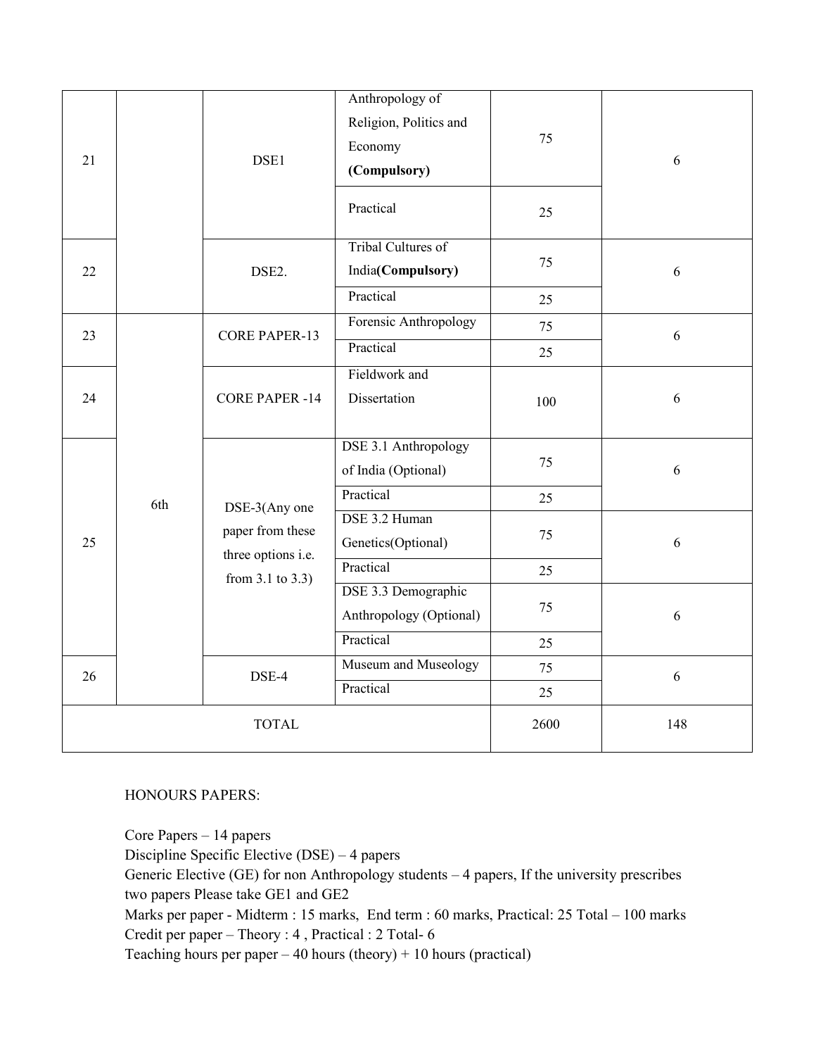| | | | | | |
|---|---|---|---|---|---|
| 21 | | DSE1 | Anthropology of Religion, Politics and Economy **(Compulsory)** | 75 | 6 |
| | | | Practical | 25 | |
| 22 | | DSE2. | Tribal Cultures of India**(Compulsory)** | 75 | 6 |
| | | | Practical | 25 | |
| 23 | 6th | CORE PAPER-13 | Forensic Anthropology | 75 | 6 |
| | | | Practical | 25 | |
| 24 | | CORE PAPER -14 | Fieldwork and Dissertation | 100 | 6 |
| 25 | | DSE-3(Any one paper from these three options i.e. from 3.1 to 3.3) | DSE 3.1 Anthropology of India (Optional) | 75 | 6 |
| | | | Practical | 25 | |
| | | | DSE 3.2 Human Genetics(Optional) | 75 | 6 |
| | | | Practical | 25 | |
| | | | DSE 3.3 Demographic Anthropology (Optional) | 75 | 6 |
| | | | Practical | 25 | |
| 26 | | DSE-4 | Museum and Museology | 75 | 6 |
| | | | Practical | 25 | |
| TOTAL | | | | 2600 | 148 |

HONOURS PAPERS:

Core Papers – 14 papers
Discipline Specific Elective (DSE) – 4 papers
Generic Elective (GE) for non Anthropology students – 4 papers, If the university prescribes two papers Please take GE1 and GE2
Marks per paper - Midterm : 15 marks, End term : 60 marks, Practical: 25 Total – 100 marks
Credit per paper – Theory : 4 , Practical : 2 Total- 6
Teaching hours per paper – 40 hours (theory) + 10 hours (practical)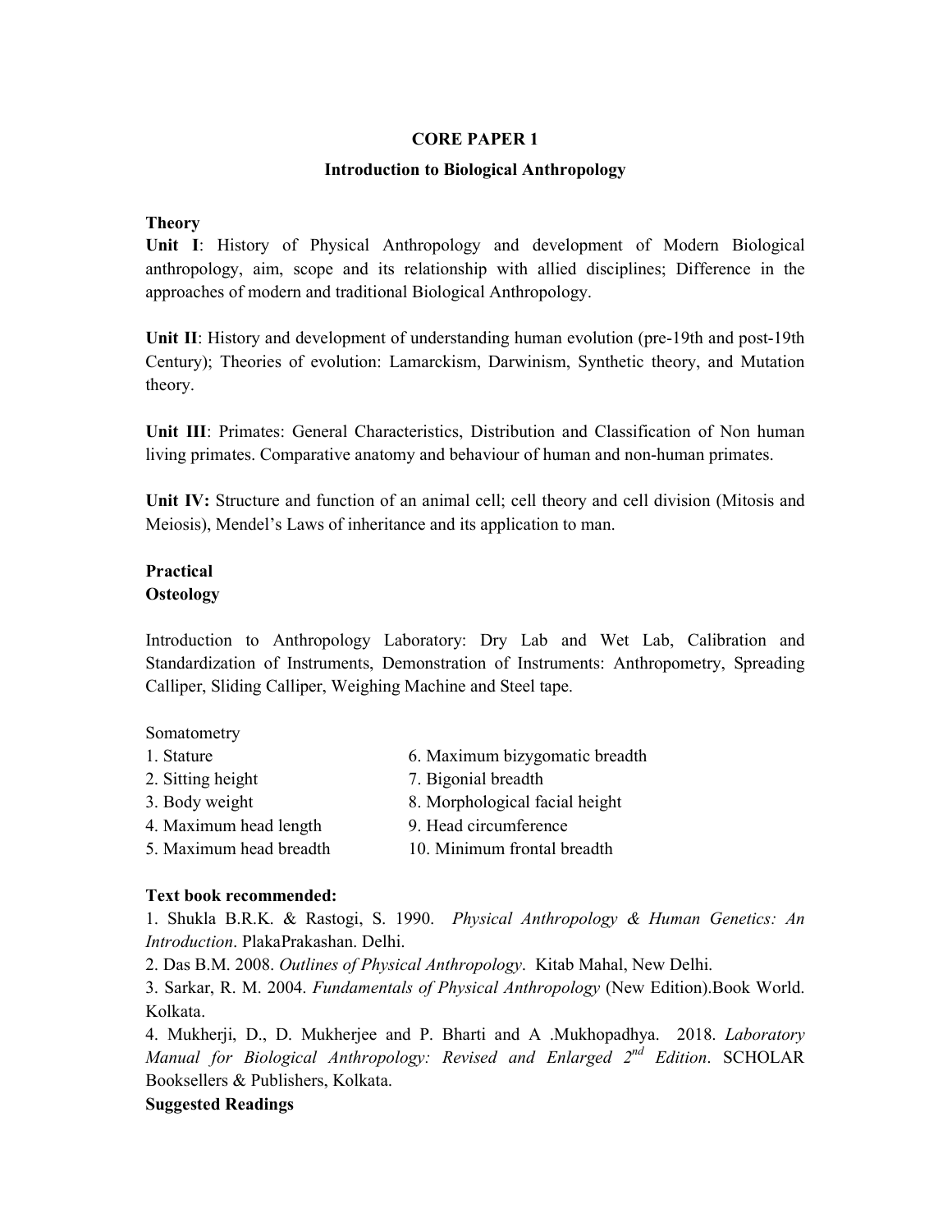## CORE PAPER 1

### Introduction to Biological Anthropology

**Theory**

**Unit I**: History of Physical Anthropology and development of Modern Biological anthropology, aim, scope and its relationship with allied disciplines; Difference in the approaches of modern and traditional Biological Anthropology.

**Unit II**: History and development of understanding human evolution (pre-19th and post-19th Century); Theories of evolution: Lamarckism, Darwinism, Synthetic theory, and Mutation theory.

**Unit III**: Primates: General Characteristics, Distribution and Classification of Non human living primates. Comparative anatomy and behaviour of human and non-human primates.

**Unit IV:** Structure and function of an animal cell; cell theory and cell division (Mitosis and Meiosis), Mendel's Laws of inheritance and its application to man.

**Practical**

**Osteology**

Introduction to Anthropology Laboratory: Dry Lab and Wet Lab, Calibration and Standardization of Instruments, Demonstration of Instruments: Anthropometry, Spreading Calliper, Sliding Calliper, Weighing Machine and Steel tape.

Somatometry

1. Stature
2. Sitting height
3. Body weight
4. Maximum head length
5. Maximum head breadth
6. Maximum bizygomatic breadth
7. Bigonial breadth
8. Morphological facial height
9. Head circumference
10. Minimum frontal breadth

**Text book recommended:**

1. Shukla B.R.K. & Rastogi, S. 1990. *Physical Anthropology & Human Genetics: An Introduction*. PlakaPrakashan. Delhi.
2. Das B.M. 2008. *Outlines of Physical Anthropology*. Kitab Mahal, New Delhi.
3. Sarkar, R. M. 2004. *Fundamentals of Physical Anthropology* (New Edition).Book World. Kolkata.
4. Mukherji, D., D. Mukherjee and P. Bharti and A .Mukhopadhya. 2018. *Laboratory Manual for Biological Anthropology: Revised and Enlarged 2nd Edition*. SCHOLAR Booksellers & Publishers, Kolkata.

**Suggested Readings**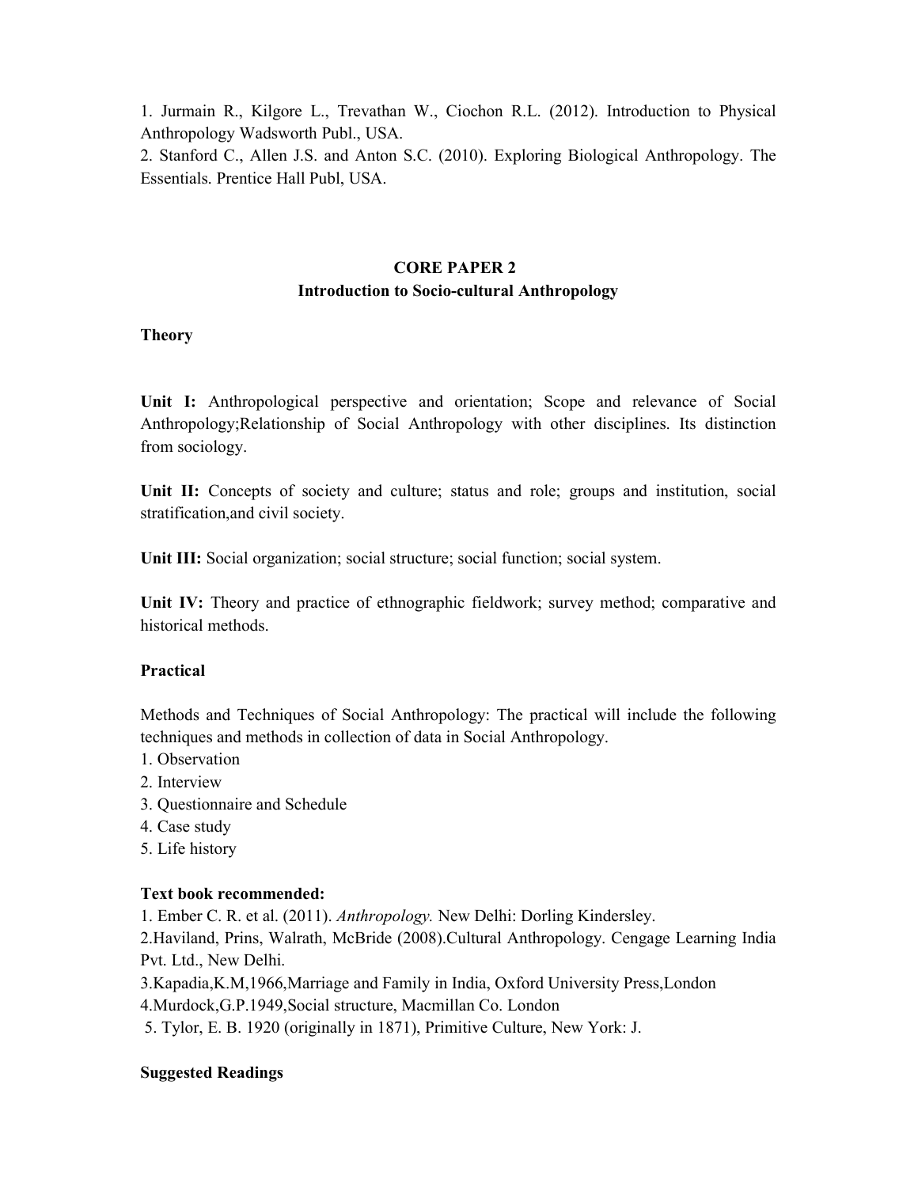1. Jurmain R., Kilgore L., Trevathan W., Ciochon R.L. (2012). Introduction to Physical Anthropology Wadsworth Publ., USA.
2. Stanford C., Allen J.S. and Anton S.C. (2010). Exploring Biological Anthropology. The Essentials. Prentice Hall Publ, USA.

## CORE PAPER 2
## Introduction to Socio-cultural Anthropology

### Theory

**Unit I:** Anthropological perspective and orientation; Scope and relevance of Social Anthropology;Relationship of Social Anthropology with other disciplines. Its distinction from sociology.

**Unit II:** Concepts of society and culture; status and role; groups and institution, social stratification,and civil society.

**Unit III:** Social organization; social structure; social function; social system.

**Unit IV:** Theory and practice of ethnographic fieldwork; survey method; comparative and historical methods.

### Practical

Methods and Techniques of Social Anthropology: The practical will include the following techniques and methods in collection of data in Social Anthropology.

1. Observation
2. Interview
3. Questionnaire and Schedule
4. Case study
5. Life history

**Text book recommended:**

1. Ember C. R. et al. (2011). *Anthropology.* New Delhi: Dorling Kindersley.
2. Haviland, Prins, Walrath, McBride (2008).Cultural Anthropology. Cengage Learning India Pvt. Ltd., New Delhi.
3. Kapadia,K.M,1966,Marriage and Family in India, Oxford University Press,London
4. Murdock,G.P.1949,Social structure, Macmillan Co. London
5. Tylor, E. B. 1920 (originally in 1871), Primitive Culture, New York: J.

**Suggested Readings**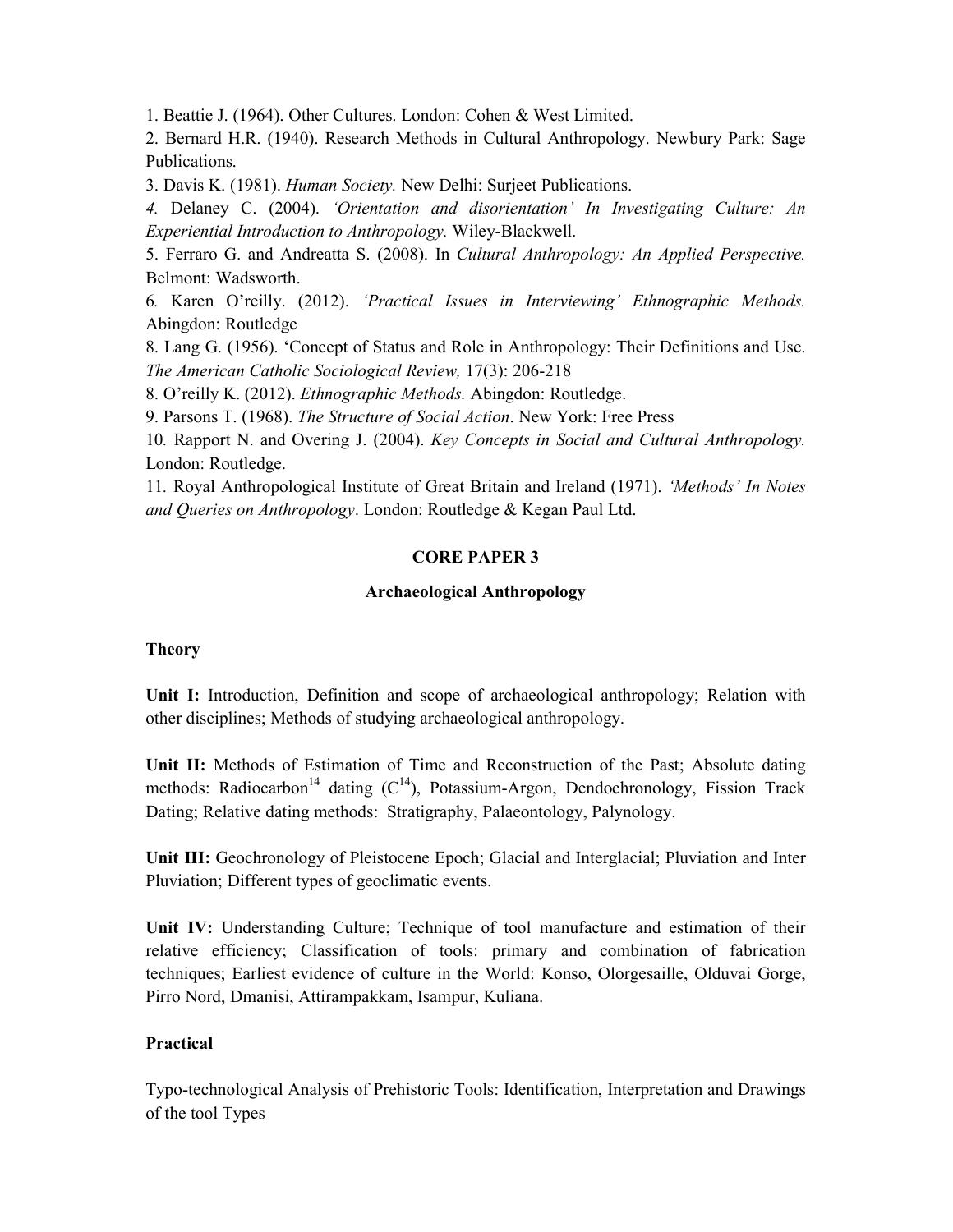1. Beattie J. (1964). Other Cultures. London: Cohen & West Limited.

2. Bernard H.R. (1940). Research Methods in Cultural Anthropology. Newbury Park: Sage Publications.

3. Davis K. (1981). *Human Society.* New Delhi: Surjeet Publications.

*4.* Delaney C. (2004). *'Orientation and disorientation' In Investigating Culture: An Experiential Introduction to Anthropology.* Wiley-Blackwell.

5. Ferraro G. and Andreatta S. (2008). In *Cultural Anthropology: An Applied Perspective.* Belmont: Wadsworth.

6*.* Karen O'reilly. (2012). *'Practical Issues in Interviewing' Ethnographic Methods.* Abingdon: Routledge

8. Lang G. (1956). 'Concept of Status and Role in Anthropology: Their Definitions and Use. *The American Catholic Sociological Review,* 17(3): 206-218

8. O'reilly K. (2012). *Ethnographic Methods.* Abingdon: Routledge.

9. Parsons T. (1968). *The Structure of Social Action*. New York: Free Press

10*.* Rapport N. and Overing J. (2004). *Key Concepts in Social and Cultural Anthropology.* London: Routledge.

11*.* Royal Anthropological Institute of Great Britain and Ireland (1971). *'Methods' In Notes and Queries on Anthropology*. London: Routledge & Kegan Paul Ltd.

## CORE PAPER 3

### Archaeological Anthropology

**Theory**

**Unit I:** Introduction, Definition and scope of archaeological anthropology; Relation with other disciplines; Methods of studying archaeological anthropology.

**Unit II:** Methods of Estimation of Time and Reconstruction of the Past; Absolute dating methods: Radiocarbon$^{14}$ dating ($C^{14}$), Potassium-Argon, Dendochronology, Fission Track Dating; Relative dating methods: Stratigraphy, Palaeontology, Palynology.

**Unit III:** Geochronology of Pleistocene Epoch; Glacial and Interglacial; Pluviation and Inter Pluviation; Different types of geoclimatic events.

**Unit IV:** Understanding Culture; Technique of tool manufacture and estimation of their relative efficiency; Classification of tools: primary and combination of fabrication techniques; Earliest evidence of culture in the World: Konso, Olorgesaille, Olduvai Gorge, Pirro Nord, Dmanisi, Attirampakkam, Isampur, Kuliana.

**Practical**

Typo-technological Analysis of Prehistoric Tools: Identification, Interpretation and Drawings of the tool Types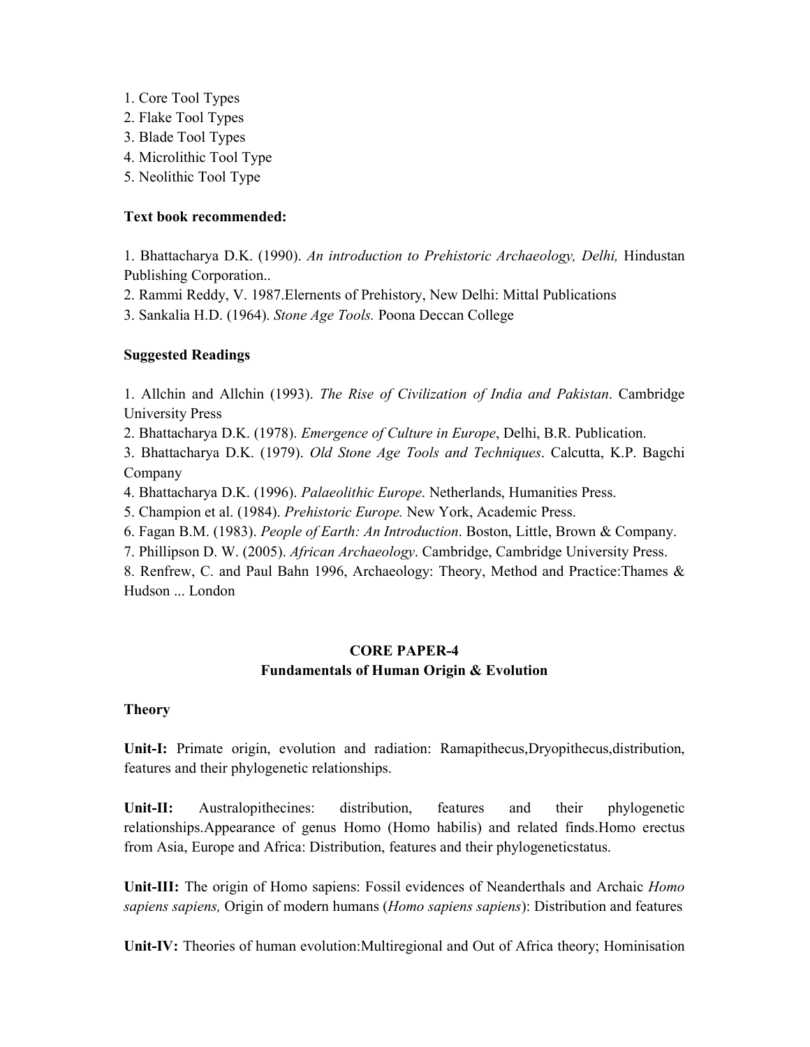1. Core Tool Types
2. Flake Tool Types
3. Blade Tool Types
4. Microlithic Tool Type
5. Neolithic Tool Type

**Text book recommended:**

1. Bhattacharya D.K. (1990). *An introduction to Prehistoric Archaeology, Delhi,* Hindustan Publishing Corporation..
2. Rammi Reddy, V. 1987.Elernents of Prehistory, New Delhi: Mittal Publications
3. Sankalia H.D. (1964). *Stone Age Tools.* Poona Deccan College

**Suggested Readings**

1. Allchin and Allchin (1993). *The Rise of Civilization of India and Pakistan*. Cambridge University Press
2. Bhattacharya D.K. (1978). *Emergence of Culture in Europe*, Delhi, B.R. Publication.
3. Bhattacharya D.K. (1979). *Old Stone Age Tools and Techniques*. Calcutta, K.P. Bagchi Company
4. Bhattacharya D.K. (1996). *Palaeolithic Europe*. Netherlands, Humanities Press.
5. Champion et al. (1984). *Prehistoric Europe.* New York, Academic Press.
6. Fagan B.M. (1983). *People of Earth: An Introduction*. Boston, Little, Brown & Company.
7. Phillipson D. W. (2005). *African Archaeology*. Cambridge, Cambridge University Press.
8. Renfrew, C. and Paul Bahn 1996, Archaeology: Theory, Method and Practice:Thames & Hudson ... London

## CORE PAPER-4
## Fundamentals of Human Origin & Evolution

**Theory**

**Unit-I:** Primate origin, evolution and radiation: Ramapithecus,Dryopithecus,distribution, features and their phylogenetic relationships.

**Unit-II:** Australopithecines: distribution, features and their phylogenetic relationships.Appearance of genus Homo (Homo habilis) and related finds.Homo erectus from Asia, Europe and Africa: Distribution, features and their phylogeneticstatus.

**Unit-III:** The origin of Homo sapiens: Fossil evidences of Neanderthals and Archaic *Homo sapiens sapiens,* Origin of modern humans (*Homo sapiens sapiens*): Distribution and features

**Unit-IV:** Theories of human evolution:Multiregional and Out of Africa theory; Hominisation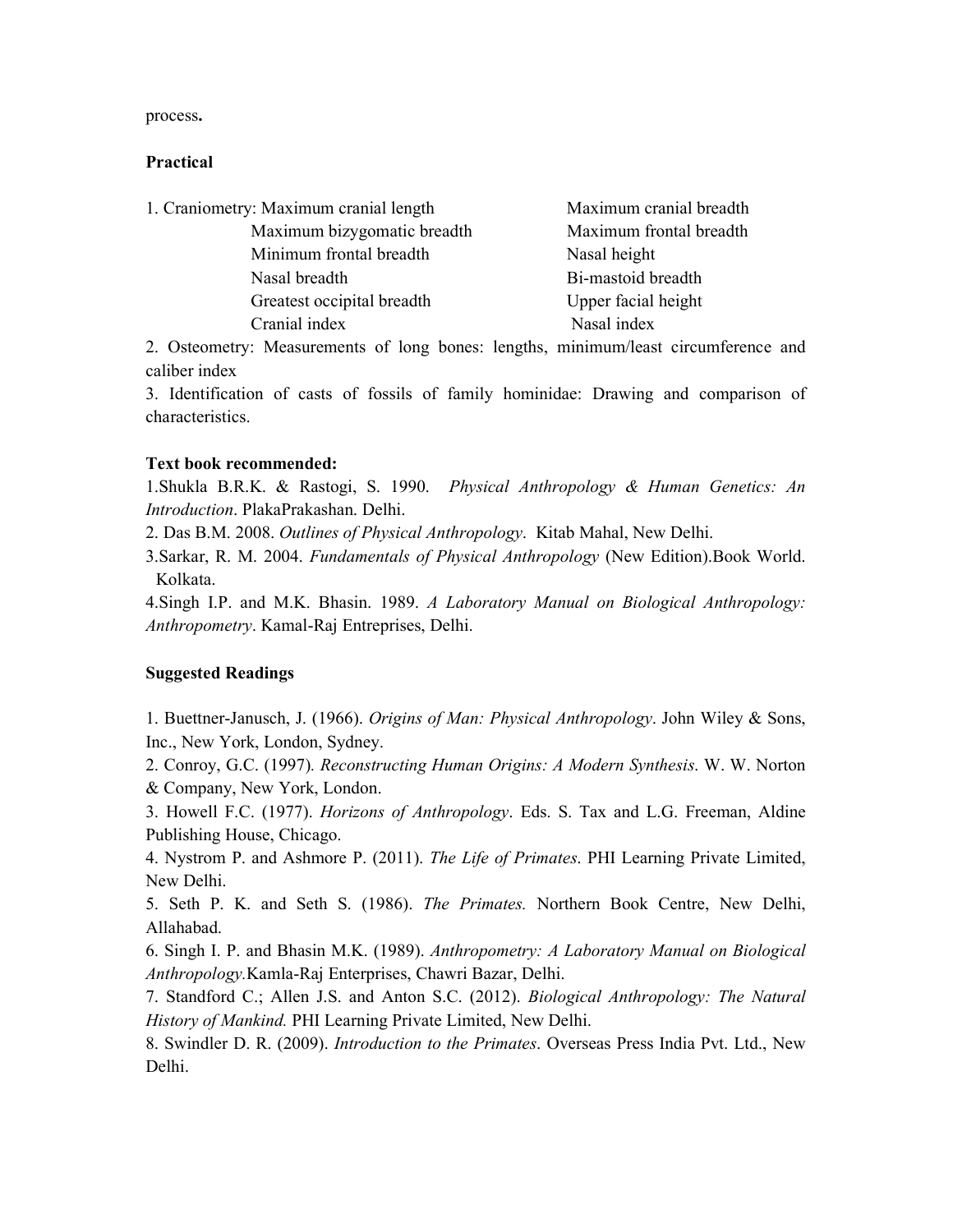process**.**

**Practical**

1. Craniometry: Maximum cranial length, Maximum cranial breadth, Maximum bizygomatic breadth, Maximum frontal breadth, Minimum frontal breadth, Nasal height, Nasal breadth, Bi-mastoid breadth, Greatest occipital breadth, Upper facial height, Cranial index, Nasal index

| | |
|---|---|
| Maximum cranial length | Maximum cranial breadth |
| Maximum bizygomatic breadth | Maximum frontal breadth |
| Minimum frontal breadth | Nasal height |
| Nasal breadth | Bi-mastoid breadth |
| Greatest occipital breadth | Upper facial height |
| Cranial index | Nasal index |

2. Osteometry: Measurements of long bones: lengths, minimum/least circumference and caliber index
3. Identification of casts of fossils of family hominidae: Drawing and comparison of characteristics.

**Text book recommended:**

1. Shukla B.R.K. & Rastogi, S. 1990. *Physical Anthropology & Human Genetics: An Introduction*. PlakaPrakashan. Delhi.
2. Das B.M. 2008. *Outlines of Physical Anthropology*. Kitab Mahal, New Delhi.
3. Sarkar, R. M. 2004. *Fundamentals of Physical Anthropology* (New Edition).Book World. Kolkata.
4. Singh I.P. and M.K. Bhasin. 1989. *A Laboratory Manual on Biological Anthropology: Anthropometry*. Kamal-Raj Entreprises, Delhi.

**Suggested Readings**

1. Buettner-Janusch, J. (1966). *Origins of Man: Physical Anthropology*. John Wiley & Sons, Inc., New York, London, Sydney.
2. Conroy, G.C. (1997)*. Reconstructing Human Origins: A Modern Synthesis*. W. W. Norton & Company, New York, London.
3. Howell F.C. (1977). *Horizons of Anthropology*. Eds. S. Tax and L.G. Freeman, Aldine Publishing House, Chicago.
4. Nystrom P. and Ashmore P. (2011). *The Life of Primates*. PHI Learning Private Limited, New Delhi.
5. Seth P. K. and Seth S. (1986). *The Primates.* Northern Book Centre, New Delhi, Allahabad.
6. Singh I. P. and Bhasin M.K. (1989). *Anthropometry: A Laboratory Manual on Biological Anthropology.*Kamla-Raj Enterprises, Chawri Bazar, Delhi.
7. Standford C.; Allen J.S. and Anton S.C. (2012). *Biological Anthropology: The Natural History of Mankind.* PHI Learning Private Limited, New Delhi.
8. Swindler D. R. (2009). *Introduction to the Primates*. Overseas Press India Pvt. Ltd., New Delhi.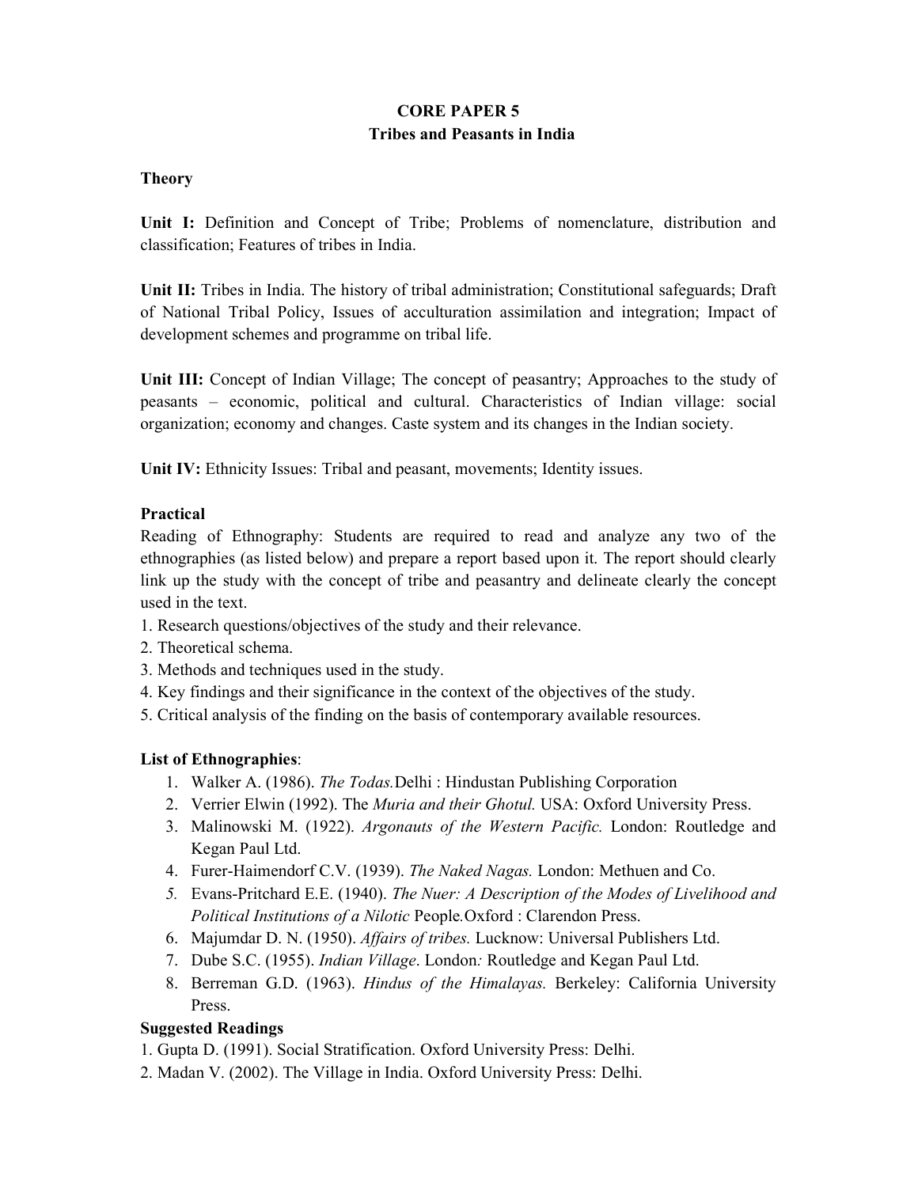# CORE PAPER 5
## Tribes and Peasants in India

### Theory

**Unit I:** Definition and Concept of Tribe; Problems of nomenclature, distribution and classification; Features of tribes in India.

**Unit II:** Tribes in India. The history of tribal administration; Constitutional safeguards; Draft of National Tribal Policy, Issues of acculturation assimilation and integration; Impact of development schemes and programme on tribal life.

**Unit III:** Concept of Indian Village; The concept of peasantry; Approaches to the study of peasants – economic, political and cultural. Characteristics of Indian village: social organization; economy and changes. Caste system and its changes in the Indian society.

**Unit IV:** Ethnicity Issues: Tribal and peasant, movements; Identity issues.

### Practical

Reading of Ethnography: Students are required to read and analyze any two of the ethnographies (as listed below) and prepare a report based upon it. The report should clearly link up the study with the concept of tribe and peasantry and delineate clearly the concept used in the text.

1. Research questions/objectives of the study and their relevance.
2. Theoretical schema.
3. Methods and techniques used in the study.
4. Key findings and their significance in the context of the objectives of the study.
5. Critical analysis of the finding on the basis of contemporary available resources.

**List of Ethnographies**:

1. Walker A. (1986). *The Todas.* Delhi : Hindustan Publishing Corporation
2. Verrier Elwin (1992). The *Muria and their Ghotul.* USA: Oxford University Press.
3. Malinowski M. (1922). *Argonauts of the Western Pacific.* London: Routledge and Kegan Paul Ltd.
4. Furer-Haimendorf C.V. (1939). *The Naked Nagas.* London: Methuen and Co.
5. Evans-Pritchard E.E. (1940). *The Nuer: A Description of the Modes of Livelihood and Political Institutions of a Nilotic* People. Oxford : Clarendon Press.
6. Majumdar D. N. (1950). *Affairs of tribes.* Lucknow: Universal Publishers Ltd.
7. Dube S.C. (1955). *Indian Village*. London: Routledge and Kegan Paul Ltd.
8. Berreman G.D. (1963). *Hindus of the Himalayas.* Berkeley: California University Press.

**Suggested Readings**

1. Gupta D. (1991). Social Stratification. Oxford University Press: Delhi.
2. Madan V. (2002). The Village in India. Oxford University Press: Delhi.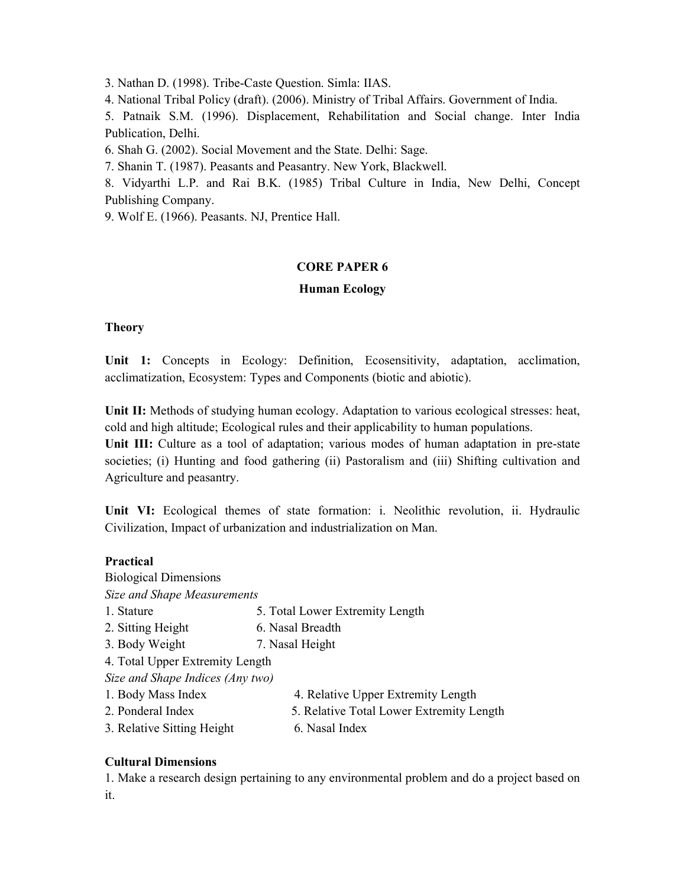3. Nathan D. (1998). Tribe-Caste Question. Simla: IIAS.

4. National Tribal Policy (draft). (2006). Ministry of Tribal Affairs. Government of India.

5. Patnaik S.M. (1996). Displacement, Rehabilitation and Social change. Inter India Publication, Delhi.

6. Shah G. (2002). Social Movement and the State. Delhi: Sage.

7. Shanin T. (1987). Peasants and Peasantry. New York, Blackwell.

8. Vidyarthi L.P. and Rai B.K. (1985) Tribal Culture in India, New Delhi, Concept Publishing Company.

9. Wolf E. (1966). Peasants. NJ, Prentice Hall.

## CORE PAPER 6

### Human Ecology

**Theory**

**Unit 1:** Concepts in Ecology: Definition, Ecosensitivity, adaptation, acclimation, acclimatization, Ecosystem: Types and Components (biotic and abiotic).

**Unit II:** Methods of studying human ecology. Adaptation to various ecological stresses: heat, cold and high altitude; Ecological rules and their applicability to human populations.

**Unit III:** Culture as a tool of adaptation; various modes of human adaptation in pre-state societies; (i) Hunting and food gathering (ii) Pastoralism and (iii) Shifting cultivation and Agriculture and peasantry.

**Unit VI:** Ecological themes of state formation: i. Neolithic revolution, ii. Hydraulic Civilization, Impact of urbanization and industrialization on Man.

**Practical**

Biological Dimensions

*Size and Shape Measurements*

1. Stature
2. Sitting Height
3. Body Weight
4. Total Upper Extremity Length
5. Total Lower Extremity Length
6. Nasal Breadth
7. Nasal Height

*Size and Shape Indices (Any two)*

1. Body Mass Index
2. Ponderal Index
3. Relative Sitting Height
4. Relative Upper Extremity Length
5. Relative Total Lower Extremity Length
6. Nasal Index

**Cultural Dimensions**

1. Make a research design pertaining to any environmental problem and do a project based on it.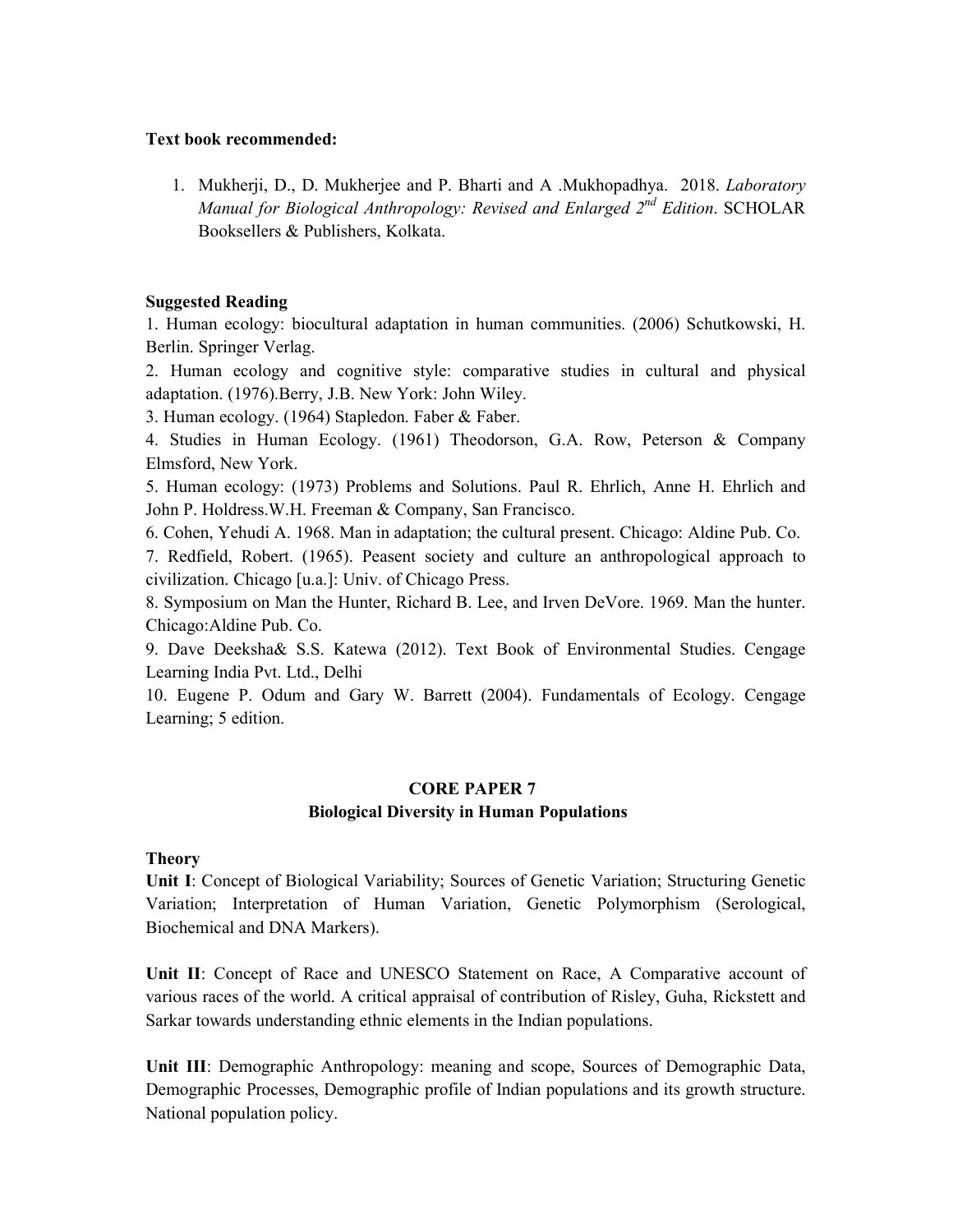**Text book recommended:**

1. Mukherji, D., D. Mukherjee and P. Bharti and A .Mukhopadhya. 2018. *Laboratory Manual for Biological Anthropology: Revised and Enlarged 2nd Edition*. SCHOLAR Booksellers & Publishers, Kolkata.

**Suggested Reading**

1. Human ecology: biocultural adaptation in human communities. (2006) Schutkowski, H. Berlin. Springer Verlag.
2. Human ecology and cognitive style: comparative studies in cultural and physical adaptation. (1976).Berry, J.B. New York: John Wiley.
3. Human ecology. (1964) Stapledon. Faber & Faber.
4. Studies in Human Ecology. (1961) Theodorson, G.A. Row, Peterson & Company Elmsford, New York.
5. Human ecology: (1973) Problems and Solutions. Paul R. Ehrlich, Anne H. Ehrlich and John P. Holdress.W.H. Freeman & Company, San Francisco.
6. Cohen, Yehudi A. 1968. Man in adaptation; the cultural present. Chicago: Aldine Pub. Co.
7. Redfield, Robert. (1965). Peasent society and culture an anthropological approach to civilization. Chicago [u.a.]: Univ. of Chicago Press.
8. Symposium on Man the Hunter, Richard B. Lee, and Irven DeVore. 1969. Man the hunter. Chicago:Aldine Pub. Co.
9. Dave Deeksha& S.S. Katewa (2012). Text Book of Environmental Studies. Cengage Learning India Pvt. Ltd., Delhi
10. Eugene P. Odum and Gary W. Barrett (2004). Fundamentals of Ecology. Cengage Learning; 5 edition.

## CORE PAPER 7
## Biological Diversity in Human Populations

**Theory**

**Unit I**: Concept of Biological Variability; Sources of Genetic Variation; Structuring Genetic Variation; Interpretation of Human Variation, Genetic Polymorphism (Serological, Biochemical and DNA Markers).

**Unit II**: Concept of Race and UNESCO Statement on Race, A Comparative account of various races of the world. A critical appraisal of contribution of Risley, Guha, Rickstett and Sarkar towards understanding ethnic elements in the Indian populations.

**Unit III**: Demographic Anthropology: meaning and scope, Sources of Demographic Data, Demographic Processes, Demographic profile of Indian populations and its growth structure. National population policy.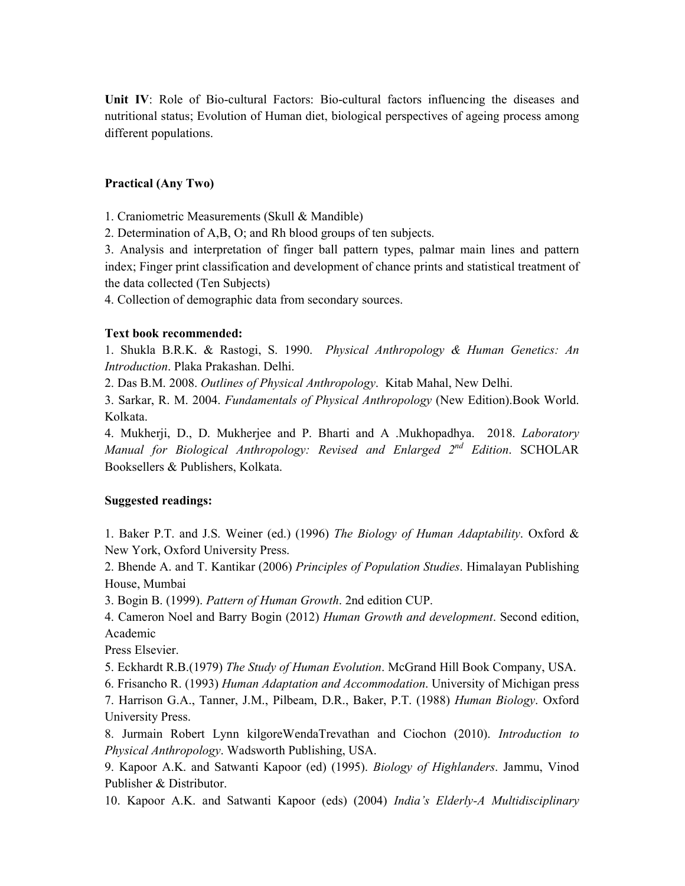**Unit IV**: Role of Bio-cultural Factors: Bio-cultural factors influencing the diseases and nutritional status; Evolution of Human diet, biological perspectives of ageing process among different populations.

**Practical (Any Two)**

1. Craniometric Measurements (Skull & Mandible)
2. Determination of A,B, O; and Rh blood groups of ten subjects.
3. Analysis and interpretation of finger ball pattern types, palmar main lines and pattern index; Finger print classification and development of chance prints and statistical treatment of the data collected (Ten Subjects)
4. Collection of demographic data from secondary sources.

**Text book recommended:**

1. Shukla B.R.K. & Rastogi, S. 1990. *Physical Anthropology & Human Genetics: An Introduction*. Plaka Prakashan. Delhi.
2. Das B.M. 2008. *Outlines of Physical Anthropology*. Kitab Mahal, New Delhi.
3. Sarkar, R. M. 2004. *Fundamentals of Physical Anthropology* (New Edition).Book World. Kolkata.
4. Mukherji, D., D. Mukherjee and P. Bharti and A .Mukhopadhya. 2018. *Laboratory Manual for Biological Anthropology: Revised and Enlarged 2nd Edition*. SCHOLAR Booksellers & Publishers, Kolkata.

**Suggested readings:**

1. Baker P.T. and J.S. Weiner (ed.) (1996) *The Biology of Human Adaptability*. Oxford & New York, Oxford University Press.
2. Bhende A. and T. Kantikar (2006) *Principles of Population Studies*. Himalayan Publishing House, Mumbai
3. Bogin B. (1999). *Pattern of Human Growth*. 2nd edition CUP.
4. Cameron Noel and Barry Bogin (2012) *Human Growth and development*. Second edition, Academic
Press Elsevier.
5. Eckhardt R.B.(1979) *The Study of Human Evolution*. McGrand Hill Book Company, USA.
6. Frisancho R. (1993) *Human Adaptation and Accommodation*. University of Michigan press
7. Harrison G.A., Tanner, J.M., Pilbeam, D.R., Baker, P.T. (1988) *Human Biology*. Oxford University Press.
8. Jurmain Robert Lynn kilgoreWendaTrevathan and Ciochon (2010). *Introduction to Physical Anthropology*. Wadsworth Publishing, USA.
9. Kapoor A.K. and Satwanti Kapoor (ed) (1995). *Biology of Highlanders*. Jammu, Vinod Publisher & Distributor.
10. Kapoor A.K. and Satwanti Kapoor (eds) (2004) *India's Elderly-A Multidisciplinary*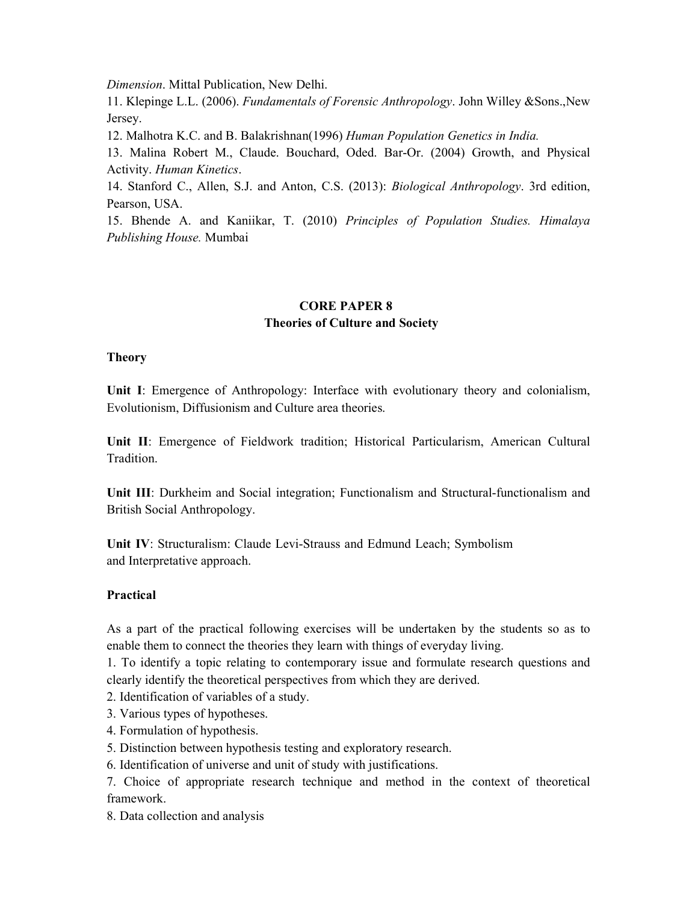*Dimension*. Mittal Publication, New Delhi.

11. Klepinge L.L. (2006). *Fundamentals of Forensic Anthropology*. John Willey &Sons.,New Jersey.

12. Malhotra K.C. and B. Balakrishnan(1996) *Human Population Genetics in India.*

13. Malina Robert M., Claude. Bouchard, Oded. Bar-Or. (2004) Growth, and Physical Activity. *Human Kinetics*.

14. Stanford C., Allen, S.J. and Anton, C.S. (2013): *Biological Anthropology*. 3rd edition, Pearson, USA.

15. Bhende A. and Kaniikar, T. (2010) *Principles of Population Studies. Himalaya Publishing House.* Mumbai

## CORE PAPER 8
## Theories of Culture and Society

### Theory

**Unit I**: Emergence of Anthropology: Interface with evolutionary theory and colonialism, Evolutionism, Diffusionism and Culture area theories.

**Unit II**: Emergence of Fieldwork tradition; Historical Particularism, American Cultural Tradition.

**Unit III**: Durkheim and Social integration; Functionalism and Structural-functionalism and British Social Anthropology.

**Unit IV**: Structuralism: Claude Levi-Strauss and Edmund Leach; Symbolism and Interpretative approach.

### Practical

As a part of the practical following exercises will be undertaken by the students so as to enable them to connect the theories they learn with things of everyday living.

1. To identify a topic relating to contemporary issue and formulate research questions and clearly identify the theoretical perspectives from which they are derived.
2. Identification of variables of a study.
3. Various types of hypotheses.
4. Formulation of hypothesis.
5. Distinction between hypothesis testing and exploratory research.
6. Identification of universe and unit of study with justifications.
7. Choice of appropriate research technique and method in the context of theoretical framework.
8. Data collection and analysis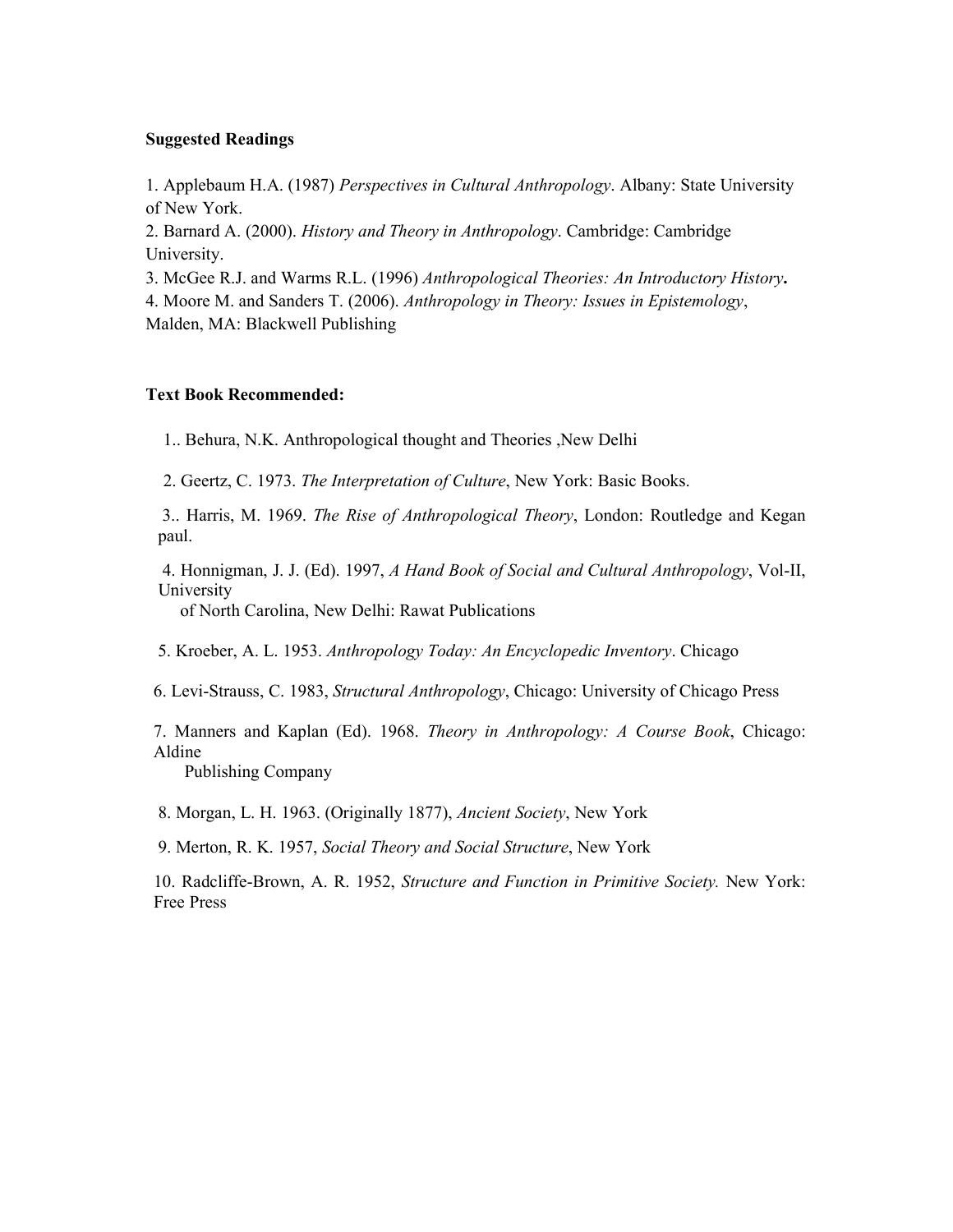**Suggested Readings**

1. Applebaum H.A. (1987) *Perspectives in Cultural Anthropology*. Albany: State University of New York.
2. Barnard A. (2000). *History and Theory in Anthropology*. Cambridge: Cambridge University.
3. McGee R.J. and Warms R.L. (1996) *Anthropological Theories: An Introductory History*.
4. Moore M. and Sanders T. (2006). *Anthropology in Theory: Issues in Epistemology*, Malden, MA: Blackwell Publishing

**Text Book Recommended:**

1.. Behura, N.K. Anthropological thought and Theories ,New Delhi

2. Geertz, C. 1973. *The Interpretation of Culture*, New York: Basic Books.

3.. Harris, M. 1969. *The Rise of Anthropological Theory*, London: Routledge and Kegan paul.

4. Honnigman, J. J. (Ed). 1997, *A Hand Book of Social and Cultural Anthropology*, Vol-II, University of North Carolina, New Delhi: Rawat Publications

5. Kroeber, A. L. 1953. *Anthropology Today: An Encyclopedic Inventory*. Chicago

6. Levi-Strauss, C. 1983, *Structural Anthropology*, Chicago: University of Chicago Press

7. Manners and Kaplan (Ed). 1968. *Theory in Anthropology: A Course Book*, Chicago: Aldine Publishing Company

8. Morgan, L. H. 1963. (Originally 1877), *Ancient Society*, New York

9. Merton, R. K. 1957, *Social Theory and Social Structure*, New York

10. Radcliffe-Brown, A. R. 1952, *Structure and Function in Primitive Society.* New York: Free Press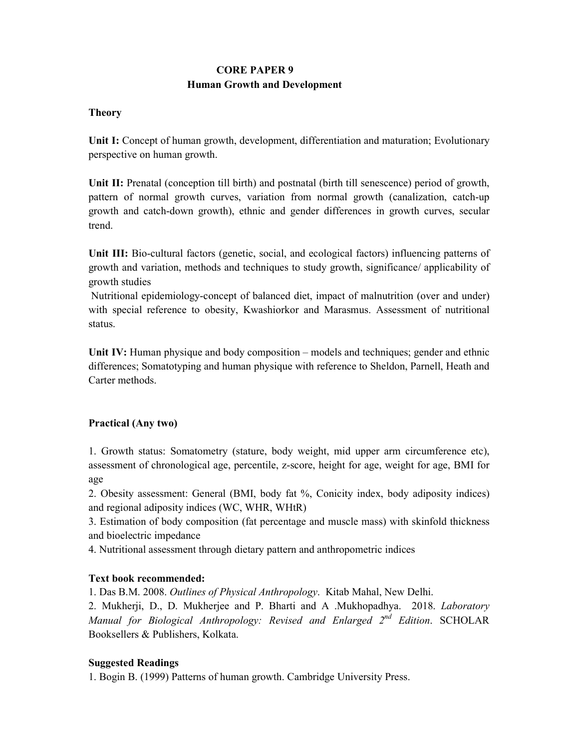# CORE PAPER 9
## Human Growth and Development

### Theory

**Unit I:** Concept of human growth, development, differentiation and maturation; Evolutionary perspective on human growth.

**Unit II:** Prenatal (conception till birth) and postnatal (birth till senescence) period of growth, pattern of normal growth curves, variation from normal growth (canalization, catch-up growth and catch-down growth), ethnic and gender differences in growth curves, secular trend.

**Unit III:** Bio-cultural factors (genetic, social, and ecological factors) influencing patterns of growth and variation, methods and techniques to study growth, significance/ applicability of growth studies

Nutritional epidemiology-concept of balanced diet, impact of malnutrition (over and under) with special reference to obesity, Kwashiorkor and Marasmus. Assessment of nutritional status.

**Unit IV:** Human physique and body composition – models and techniques; gender and ethnic differences; Somatotyping and human physique with reference to Sheldon, Parnell, Heath and Carter methods.

### Practical (Any two)

1. Growth status: Somatometry (stature, body weight, mid upper arm circumference etc), assessment of chronological age, percentile, z-score, height for age, weight for age, BMI for age
2. Obesity assessment: General (BMI, body fat %, Conicity index, body adiposity indices) and regional adiposity indices (WC, WHR, WHtR)
3. Estimation of body composition (fat percentage and muscle mass) with skinfold thickness and bioelectric impedance
4. Nutritional assessment through dietary pattern and anthropometric indices

### Text book recommended:

1. Das B.M. 2008. *Outlines of Physical Anthropology*. Kitab Mahal, New Delhi.
2. Mukherji, D., D. Mukherjee and P. Bharti and A .Mukhopadhya. 2018. *Laboratory Manual for Biological Anthropology: Revised and Enlarged 2nd Edition*. SCHOLAR Booksellers & Publishers, Kolkata.

### Suggested Readings

1. Bogin B. (1999) Patterns of human growth. Cambridge University Press.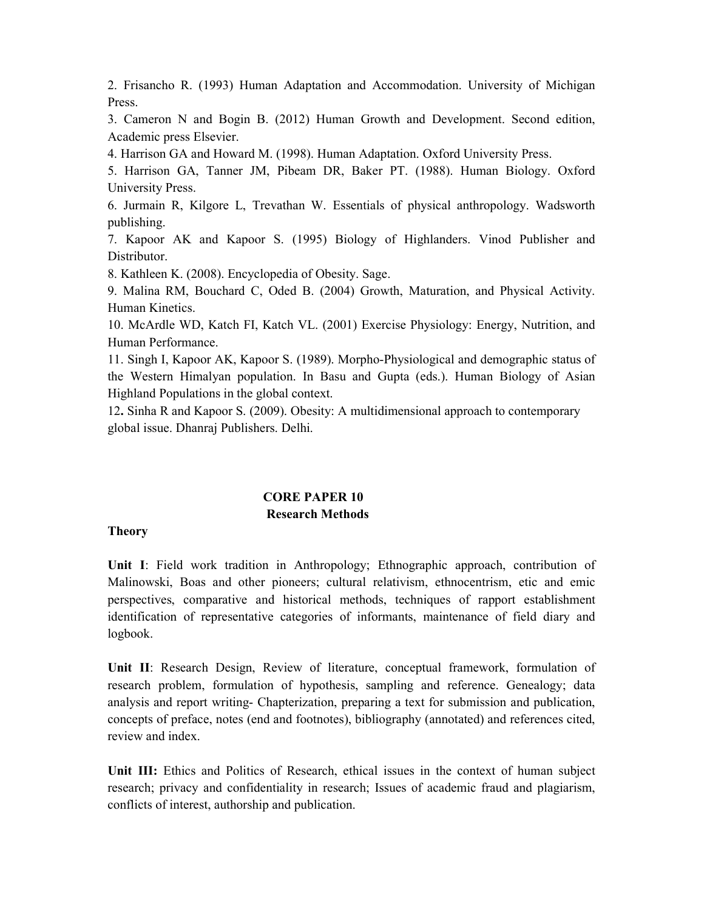2. Frisancho R. (1993) Human Adaptation and Accommodation. University of Michigan Press.

3. Cameron N and Bogin B. (2012) Human Growth and Development. Second edition, Academic press Elsevier.

4. Harrison GA and Howard M. (1998). Human Adaptation. Oxford University Press.

5. Harrison GA, Tanner JM, Pibeam DR, Baker PT. (1988). Human Biology. Oxford University Press.

6. Jurmain R, Kilgore L, Trevathan W. Essentials of physical anthropology. Wadsworth publishing.

7. Kapoor AK and Kapoor S. (1995) Biology of Highlanders. Vinod Publisher and Distributor.

8. Kathleen K. (2008). Encyclopedia of Obesity. Sage.

9. Malina RM, Bouchard C, Oded B. (2004) Growth, Maturation, and Physical Activity. Human Kinetics.

10. McArdle WD, Katch FI, Katch VL. (2001) Exercise Physiology: Energy, Nutrition, and Human Performance.

11. Singh I, Kapoor AK, Kapoor S. (1989). Morpho-Physiological and demographic status of the Western Himalyan population. In Basu and Gupta (eds.). Human Biology of Asian Highland Populations in the global context.

12. Sinha R and Kapoor S. (2009). Obesity: A multidimensional approach to contemporary global issue. Dhanraj Publishers. Delhi.

## CORE PAPER 10
## Research Methods

**Theory**

**Unit I**: Field work tradition in Anthropology; Ethnographic approach, contribution of Malinowski, Boas and other pioneers; cultural relativism, ethnocentrism, etic and emic perspectives, comparative and historical methods, techniques of rapport establishment identification of representative categories of informants, maintenance of field diary and logbook.

**Unit II**: Research Design, Review of literature, conceptual framework, formulation of research problem, formulation of hypothesis, sampling and reference. Genealogy; data analysis and report writing- Chapterization, preparing a text for submission and publication, concepts of preface, notes (end and footnotes), bibliography (annotated) and references cited, review and index.

**Unit III:** Ethics and Politics of Research, ethical issues in the context of human subject research; privacy and confidentiality in research; Issues of academic fraud and plagiarism, conflicts of interest, authorship and publication.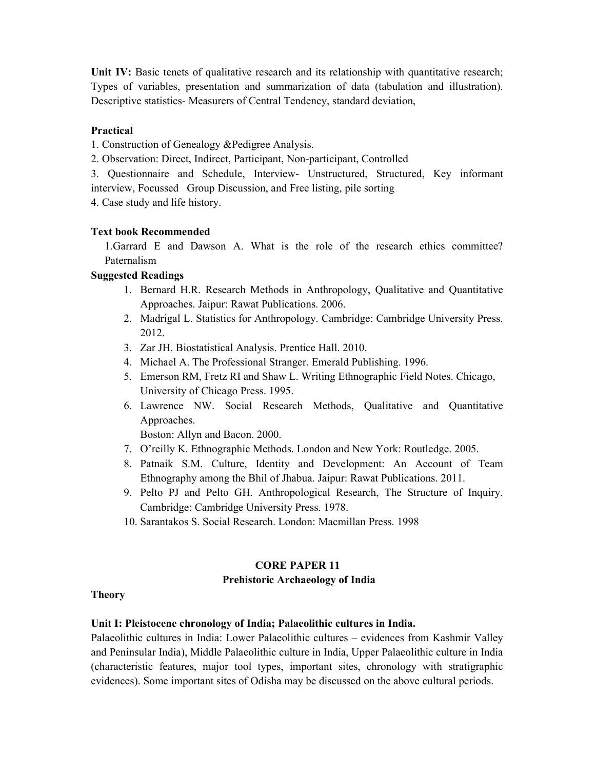**Unit IV:** Basic tenets of qualitative research and its relationship with quantitative research; Types of variables, presentation and summarization of data (tabulation and illustration). Descriptive statistics- Measurers of Central Tendency, standard deviation,

**Practical**

1. Construction of Genealogy &Pedigree Analysis.
2. Observation: Direct, Indirect, Participant, Non-participant, Controlled
3. Questionnaire and Schedule, Interview- Unstructured, Structured, Key informant interview, Focussed Group Discussion, and Free listing, pile sorting
4. Case study and life history.

**Text book Recommended**

1. Garrard E and Dawson A. What is the role of the research ethics committee? Paternalism

**Suggested Readings**

1. Bernard H.R. Research Methods in Anthropology, Qualitative and Quantitative Approaches. Jaipur: Rawat Publications. 2006.
2. Madrigal L. Statistics for Anthropology. Cambridge: Cambridge University Press. 2012.
3. Zar JH. Biostatistical Analysis. Prentice Hall. 2010.
4. Michael A. The Professional Stranger. Emerald Publishing. 1996.
5. Emerson RM, Fretz RI and Shaw L. Writing Ethnographic Field Notes. Chicago, University of Chicago Press. 1995.
6. Lawrence NW. Social Research Methods, Qualitative and Quantitative Approaches.
   Boston: Allyn and Bacon. 2000.
7. O'reilly K. Ethnographic Methods. London and New York: Routledge. 2005.
8. Patnaik S.M. Culture, Identity and Development: An Account of Team Ethnography among the Bhil of Jhabua. Jaipur: Rawat Publications. 2011.
9. Pelto PJ and Pelto GH. Anthropological Research, The Structure of Inquiry. Cambridge: Cambridge University Press. 1978.
10. Sarantakos S. Social Research. London: Macmillan Press. 1998

## CORE PAPER 11

## Prehistoric Archaeology of India

**Theory**

**Unit I: Pleistocene chronology of India; Palaeolithic cultures in India.**

Palaeolithic cultures in India: Lower Palaeolithic cultures – evidences from Kashmir Valley and Peninsular India), Middle Palaeolithic culture in India, Upper Palaeolithic culture in India (characteristic features, major tool types, important sites, chronology with stratigraphic evidences). Some important sites of Odisha may be discussed on the above cultural periods.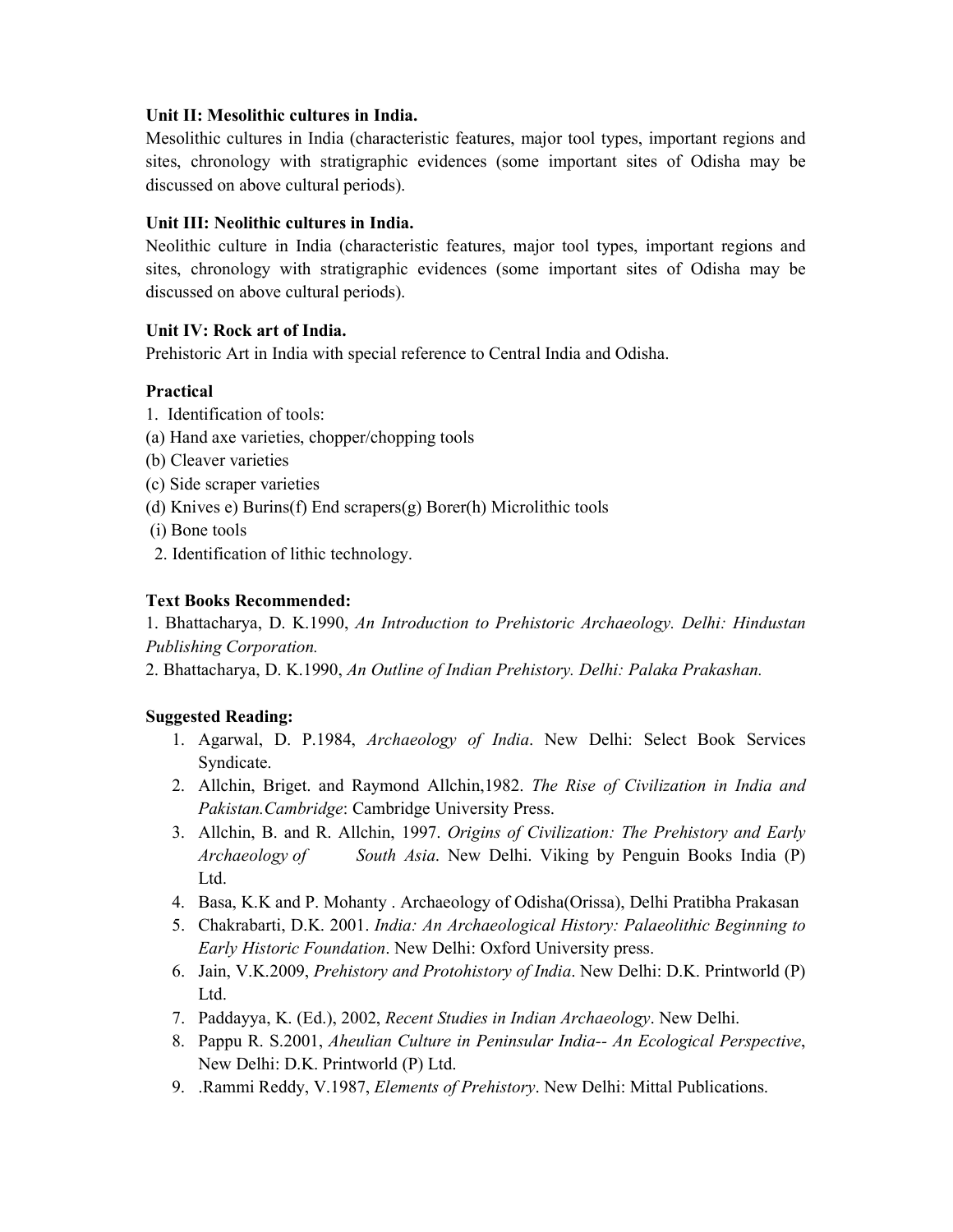**Unit II: Mesolithic cultures in India.**

Mesolithic cultures in India (characteristic features, major tool types, important regions and sites, chronology with stratigraphic evidences (some important sites of Odisha may be discussed on above cultural periods).

**Unit III: Neolithic cultures in India.**

Neolithic culture in India (characteristic features, major tool types, important regions and sites, chronology with stratigraphic evidences (some important sites of Odisha may be discussed on above cultural periods).

**Unit IV: Rock art of India.**

Prehistoric Art in India with special reference to Central India and Odisha.

**Practical**

1. Identification of tools:
(a) Hand axe varieties, chopper/chopping tools
(b) Cleaver varieties
(c) Side scraper varieties
(d) Knives e) Burins(f) End scrapers(g) Borer(h) Microlithic tools
(i) Bone tools
2. Identification of lithic technology.

**Text Books Recommended:**

1. Bhattacharya, D. K.1990, *An Introduction to Prehistoric Archaeology. Delhi: Hindustan Publishing Corporation.*
2. Bhattacharya, D. K.1990, *An Outline of Indian Prehistory. Delhi: Palaka Prakashan.*

**Suggested Reading:**

1. Agarwal, D. P.1984, *Archaeology of India*. New Delhi: Select Book Services Syndicate.
2. Allchin, Briget. and Raymond Allchin,1982. *The Rise of Civilization in India and Pakistan.Cambridge*: Cambridge University Press.
3. Allchin, B. and R. Allchin, 1997. *Origins of Civilization: The Prehistory and Early Archaeology of South Asia*. New Delhi. Viking by Penguin Books India (P) Ltd.
4. Basa, K.K and P. Mohanty . Archaeology of Odisha(Orissa), Delhi Pratibha Prakasan
5. Chakrabarti, D.K. 2001. *India: An Archaeological History: Palaeolithic Beginning to Early Historic Foundation*. New Delhi: Oxford University press.
6. Jain, V.K.2009, *Prehistory and Protohistory of India*. New Delhi: D.K. Printworld (P) Ltd.
7. Paddayya, K. (Ed.), 2002, *Recent Studies in Indian Archaeology*. New Delhi.
8. Pappu R. S.2001, *Aheulian Culture in Peninsular India-- An Ecological Perspective*, New Delhi: D.K. Printworld (P) Ltd.
9. .Rammi Reddy, V.1987, *Elements of Prehistory*. New Delhi: Mittal Publications.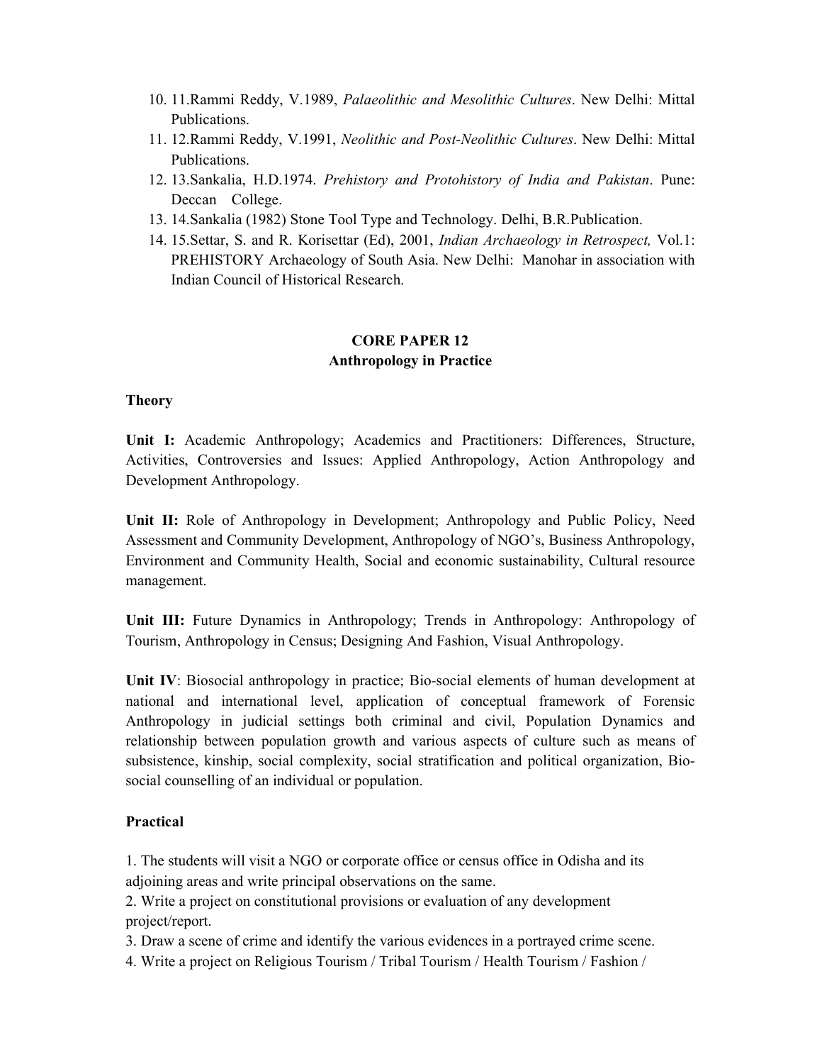10. 11.Rammi Reddy, V.1989, *Palaeolithic and Mesolithic Cultures*. New Delhi: Mittal Publications.
11. 12.Rammi Reddy, V.1991, *Neolithic and Post-Neolithic Cultures*. New Delhi: Mittal Publications.
12. 13.Sankalia, H.D.1974. *Prehistory and Protohistory of India and Pakistan*. Pune: Deccan College.
13. 14.Sankalia (1982) Stone Tool Type and Technology. Delhi, B.R.Publication.
14. 15.Settar, S. and R. Korisettar (Ed), 2001, *Indian Archaeology in Retrospect,* Vol.1: PREHISTORY Archaeology of South Asia. New Delhi: Manohar in association with Indian Council of Historical Research.

## CORE PAPER 12
## Anthropology in Practice

### Theory

**Unit I:** Academic Anthropology; Academics and Practitioners: Differences, Structure, Activities, Controversies and Issues: Applied Anthropology, Action Anthropology and Development Anthropology.

**Unit II:** Role of Anthropology in Development; Anthropology and Public Policy, Need Assessment and Community Development, Anthropology of NGO's, Business Anthropology, Environment and Community Health, Social and economic sustainability, Cultural resource management.

**Unit III:** Future Dynamics in Anthropology; Trends in Anthropology: Anthropology of Tourism, Anthropology in Census; Designing And Fashion, Visual Anthropology.

**Unit IV**: Biosocial anthropology in practice; Bio-social elements of human development at national and international level, application of conceptual framework of Forensic Anthropology in judicial settings both criminal and civil, Population Dynamics and relationship between population growth and various aspects of culture such as means of subsistence, kinship, social complexity, social stratification and political organization, Bio-social counselling of an individual or population.

### Practical

1. The students will visit a NGO or corporate office or census office in Odisha and its adjoining areas and write principal observations on the same.
2. Write a project on constitutional provisions or evaluation of any development project/report.
3. Draw a scene of crime and identify the various evidences in a portrayed crime scene.
4. Write a project on Religious Tourism / Tribal Tourism / Health Tourism / Fashion /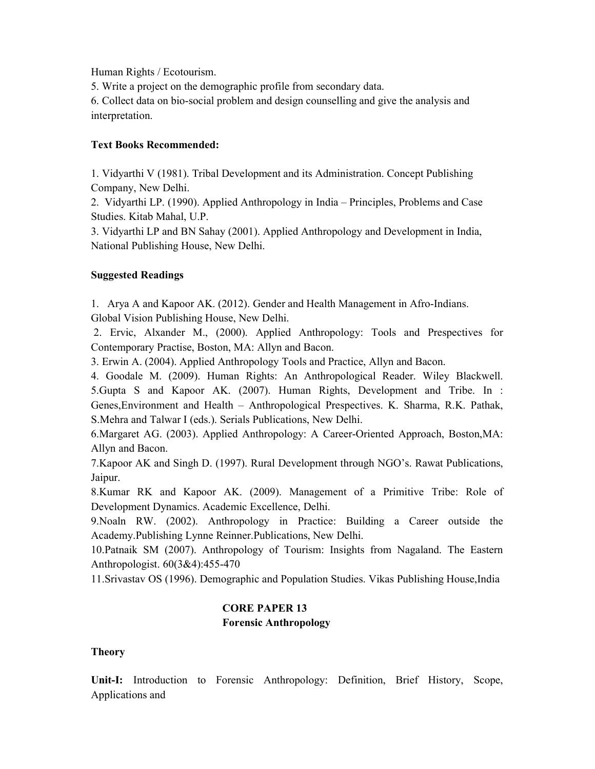Human Rights / Ecotourism.

5. Write a project on the demographic profile from secondary data.

6. Collect data on bio-social problem and design counselling and give the analysis and interpretation.

**Text Books Recommended:**

1. Vidyarthi V (1981). Tribal Development and its Administration. Concept Publishing Company, New Delhi.
2. Vidyarthi LP. (1990). Applied Anthropology in India – Principles, Problems and Case Studies. Kitab Mahal, U.P.
3. Vidyarthi LP and BN Sahay (2001). Applied Anthropology and Development in India, National Publishing House, New Delhi.

**Suggested Readings**

1. Arya A and Kapoor AK. (2012). Gender and Health Management in Afro-Indians. Global Vision Publishing House, New Delhi.
2. Ervic, Alxander M., (2000). Applied Anthropology: Tools and Prespectives for Contemporary Practise, Boston, MA: Allyn and Bacon.
3. Erwin A. (2004). Applied Anthropology Tools and Practice, Allyn and Bacon.
4. Goodale M. (2009). Human Rights: An Anthropological Reader. Wiley Blackwell.
5. Gupta S and Kapoor AK. (2007). Human Rights, Development and Tribe. In : Genes,Environment and Health – Anthropological Prespectives. K. Sharma, R.K. Pathak, S.Mehra and Talwar I (eds.). Serials Publications, New Delhi.
6. Margaret AG. (2003). Applied Anthropology: A Career-Oriented Approach, Boston,MA: Allyn and Bacon.
7. Kapoor AK and Singh D. (1997). Rural Development through NGO's. Rawat Publications, Jaipur.
8. Kumar RK and Kapoor AK. (2009). Management of a Primitive Tribe: Role of Development Dynamics. Academic Excellence, Delhi.
9. Noaln RW. (2002). Anthropology in Practice: Building a Career outside the Academy.Publishing Lynne Reinner.Publications, New Delhi.
10. Patnaik SM (2007). Anthropology of Tourism: Insights from Nagaland. The Eastern Anthropologist. 60(3&4):455-470
11. Srivastav OS (1996). Demographic and Population Studies. Vikas Publishing House,India

## CORE PAPER 13
## Forensic Anthropology

**Theory**

**Unit-I:** Introduction to Forensic Anthropology: Definition, Brief History, Scope, Applications and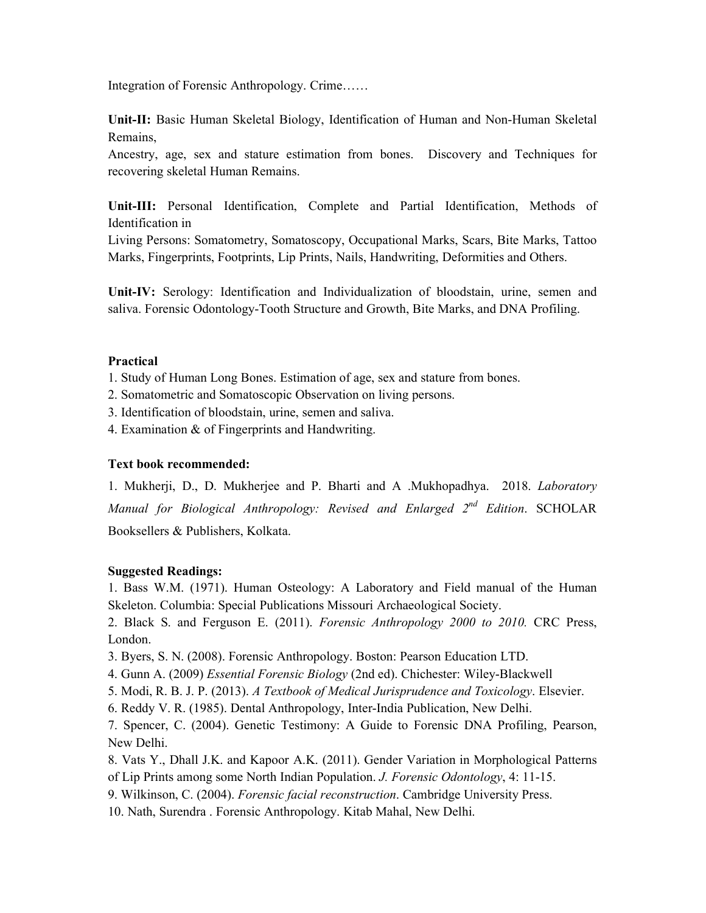Integration of Forensic Anthropology. Crime……

**Unit-II:** Basic Human Skeletal Biology, Identification of Human and Non-Human Skeletal Remains,
Ancestry, age, sex and stature estimation from bones. Discovery and Techniques for recovering skeletal Human Remains.

**Unit-III:** Personal Identification, Complete and Partial Identification, Methods of Identification in
Living Persons: Somatometry, Somatoscopy, Occupational Marks, Scars, Bite Marks, Tattoo Marks, Fingerprints, Footprints, Lip Prints, Nails, Handwriting, Deformities and Others.

**Unit-IV:** Serology: Identification and Individualization of bloodstain, urine, semen and saliva. Forensic Odontology-Tooth Structure and Growth, Bite Marks, and DNA Profiling.

**Practical**

1. Study of Human Long Bones. Estimation of age, sex and stature from bones.
2. Somatometric and Somatoscopic Observation on living persons.
3. Identification of bloodstain, urine, semen and saliva.
4. Examination & of Fingerprints and Handwriting.

**Text book recommended:**

1. Mukherji, D., D. Mukherjee and P. Bharti and A .Mukhopadhya. 2018. *Laboratory Manual for Biological Anthropology: Revised and Enlarged 2nd Edition*. SCHOLAR Booksellers & Publishers, Kolkata.

**Suggested Readings:**

1. Bass W.M. (1971). Human Osteology: A Laboratory and Field manual of the Human Skeleton. Columbia: Special Publications Missouri Archaeological Society.
2. Black S. and Ferguson E. (2011). *Forensic Anthropology 2000 to 2010.* CRC Press, London.
3. Byers, S. N. (2008). Forensic Anthropology. Boston: Pearson Education LTD.
4. Gunn A. (2009) *Essential Forensic Biology* (2nd ed). Chichester: Wiley-Blackwell
5. Modi, R. B. J. P. (2013). *A Textbook of Medical Jurisprudence and Toxicology*. Elsevier.
6. Reddy V. R. (1985). Dental Anthropology, Inter-India Publication, New Delhi.
7. Spencer, C. (2004). Genetic Testimony: A Guide to Forensic DNA Profiling, Pearson, New Delhi.
8. Vats Y., Dhall J.K. and Kapoor A.K. (2011). Gender Variation in Morphological Patterns of Lip Prints among some North Indian Population. *J. Forensic Odontology*, 4: 11-15.
9. Wilkinson, C. (2004). *Forensic facial reconstruction*. Cambridge University Press.
10. Nath, Surendra . Forensic Anthropology. Kitab Mahal, New Delhi.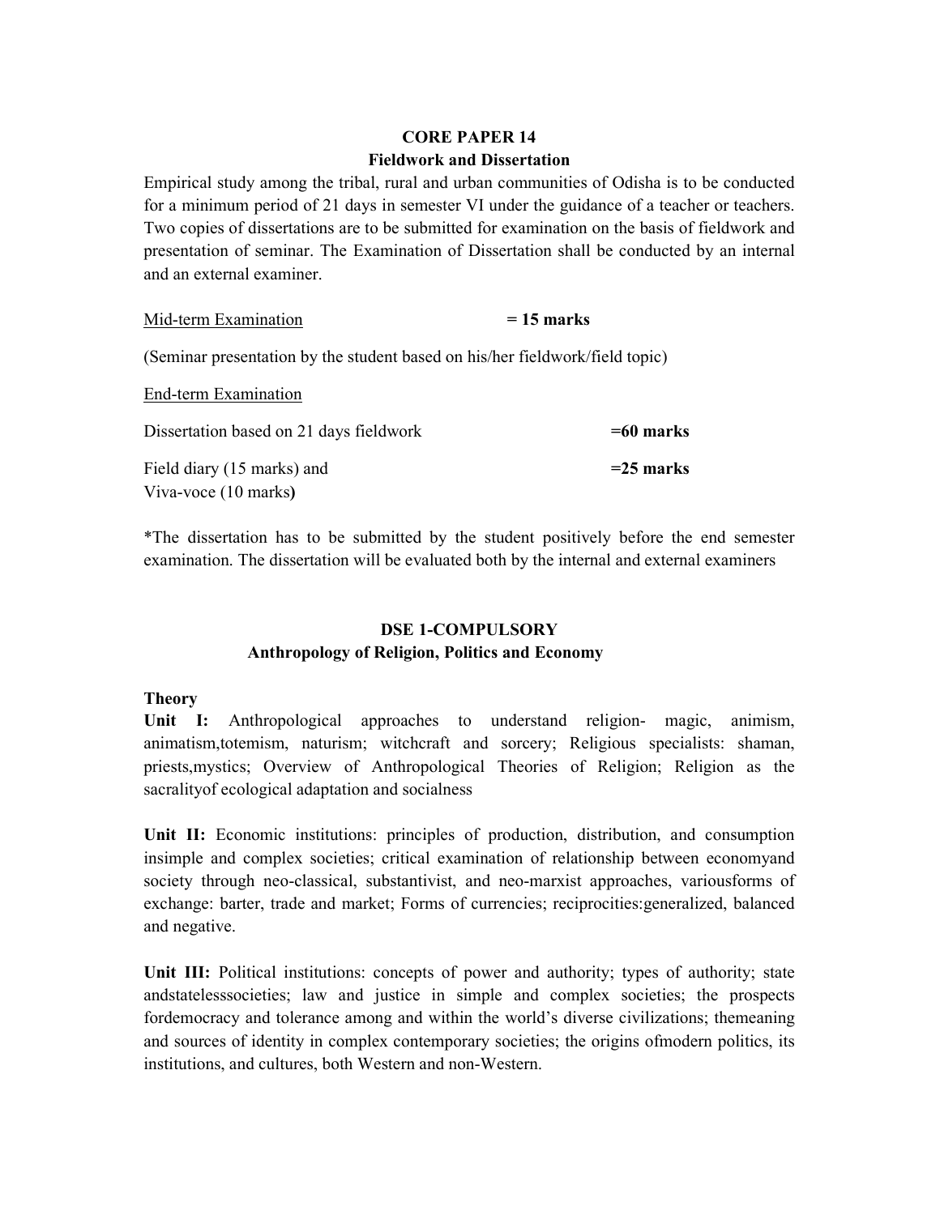## CORE PAPER 14

### Fieldwork and Dissertation

Empirical study among the tribal, rural and urban communities of Odisha is to be conducted for a minimum period of 21 days in semester VI under the guidance of a teacher or teachers. Two copies of dissertations are to be submitted for examination on the basis of fieldwork and presentation of seminar. The Examination of Dissertation shall be conducted by an internal and an external examiner.

Mid-term Examination **= 15 marks**

(Seminar presentation by the student based on his/her fieldwork/field topic)

End-term Examination

Dissertation based on 21 days fieldwork **=60 marks**

Field diary (15 marks) and
Viva-voce (10 marks**)** **=25 marks**

*The dissertation has to be submitted by the student positively before the end semester examination. The dissertation will be evaluated both by the internal and external examiners

## DSE 1-COMPULSORY

### Anthropology of Religion, Politics and Economy

**Theory**

**Unit I:** Anthropological approaches to understand religion- magic, animism, animatism,totemism, naturism; witchcraft and sorcery; Religious specialists: shaman, priests,mystics; Overview of Anthropological Theories of Religion; Religion as the sacralityof ecological adaptation and socialness

**Unit II:** Economic institutions: principles of production, distribution, and consumption insimple and complex societies; critical examination of relationship between economyand society through neo-classical, substantivist, and neo-marxist approaches, variousforms of exchange: barter, trade and market; Forms of currencies; reciprocities:generalized, balanced and negative.

**Unit III:** Political institutions: concepts of power and authority; types of authority; state andstatelesssocieties; law and justice in simple and complex societies; the prospects fordemocracy and tolerance among and within the world's diverse civilizations; themeaning and sources of identity in complex contemporary societies; the origins ofmodern politics, its institutions, and cultures, both Western and non-Western.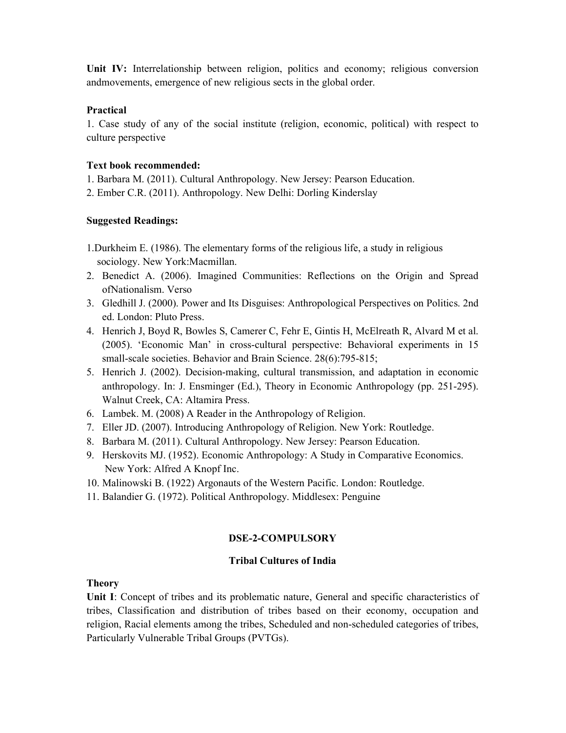**Unit IV:** Interrelationship between religion, politics and economy; religious conversion andmovements, emergence of new religious sects in the global order.

**Practical**

1. Case study of any of the social institute (religion, economic, political) with respect to culture perspective

**Text book recommended:**

1. Barbara M. (2011). Cultural Anthropology. New Jersey: Pearson Education.
2. Ember C.R. (2011). Anthropology. New Delhi: Dorling Kinderslay

**Suggested Readings:**

1. Durkheim E. (1986). The elementary forms of the religious life, a study in religious sociology. New York:Macmillan.
2. Benedict A. (2006). Imagined Communities: Reflections on the Origin and Spread ofNationalism. Verso
3. Gledhill J. (2000). Power and Its Disguises: Anthropological Perspectives on Politics. 2nd ed. London: Pluto Press.
4. Henrich J, Boyd R, Bowles S, Camerer C, Fehr E, Gintis H, McElreath R, Alvard M et al. (2005). 'Economic Man' in cross-cultural perspective: Behavioral experiments in 15 small-scale societies. Behavior and Brain Science. 28(6):795-815;
5. Henrich J. (2002). Decision-making, cultural transmission, and adaptation in economic anthropology. In: J. Ensminger (Ed.), Theory in Economic Anthropology (pp. 251-295). Walnut Creek, CA: Altamira Press.
6. Lambek. M. (2008) A Reader in the Anthropology of Religion.
7. Eller JD. (2007). Introducing Anthropology of Religion. New York: Routledge.
8. Barbara M. (2011). Cultural Anthropology. New Jersey: Pearson Education.
9. Herskovits MJ. (1952). Economic Anthropology: A Study in Comparative Economics. New York: Alfred A Knopf Inc.
10. Malinowski B. (1922) Argonauts of the Western Pacific. London: Routledge.
11. Balandier G. (1972). Political Anthropology. Middlesex: Penguine

## DSE-2-COMPULSORY

## Tribal Cultures of India

**Theory**

**Unit I**: Concept of tribes and its problematic nature, General and specific characteristics of tribes, Classification and distribution of tribes based on their economy, occupation and religion, Racial elements among the tribes, Scheduled and non-scheduled categories of tribes, Particularly Vulnerable Tribal Groups (PVTGs).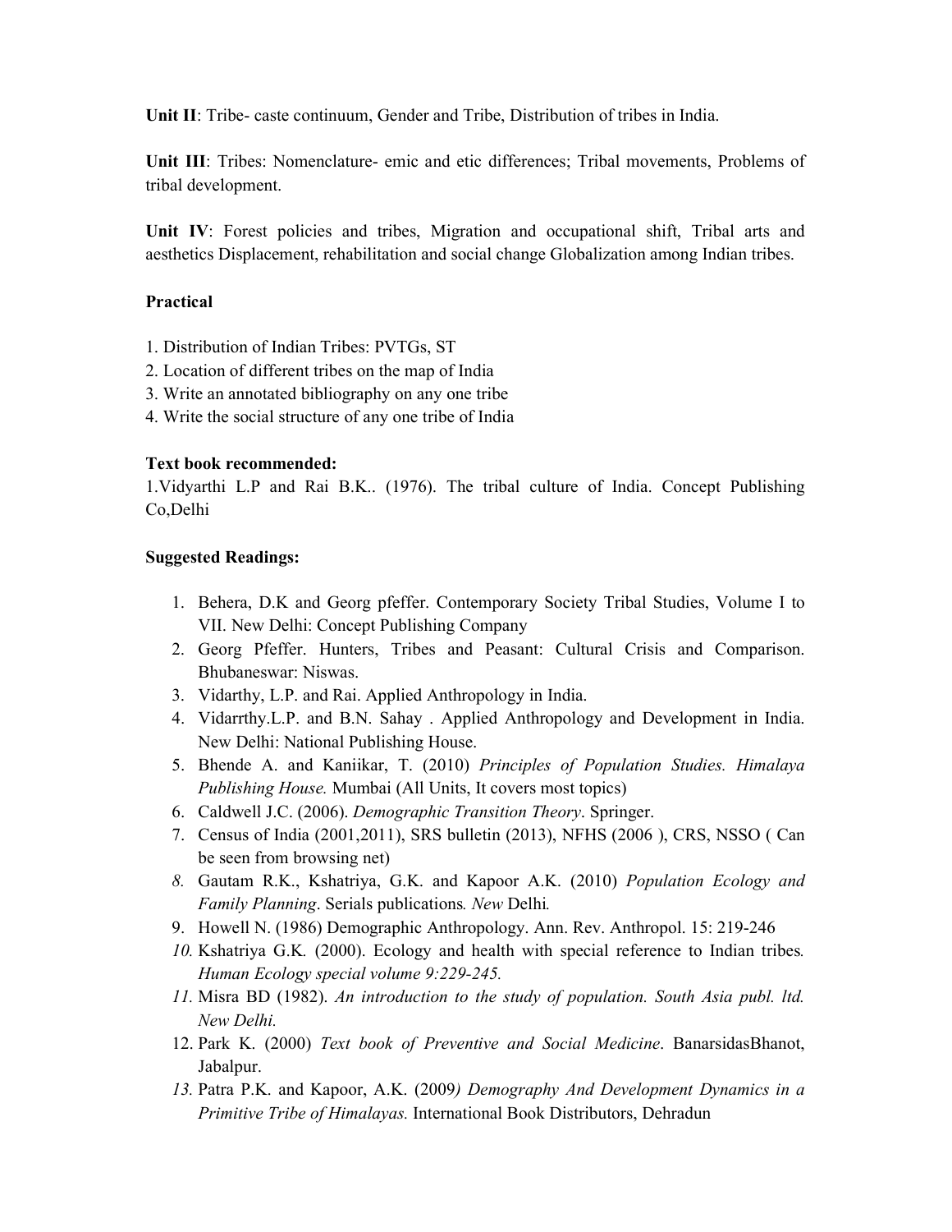**Unit II**: Tribe- caste continuum, Gender and Tribe, Distribution of tribes in India.

**Unit III**: Tribes: Nomenclature- emic and etic differences; Tribal movements, Problems of tribal development.

**Unit IV**: Forest policies and tribes, Migration and occupational shift, Tribal arts and aesthetics Displacement, rehabilitation and social change Globalization among Indian tribes.

**Practical**

1. Distribution of Indian Tribes: PVTGs, ST
2. Location of different tribes on the map of India
3. Write an annotated bibliography on any one tribe
4. Write the social structure of any one tribe of India

**Text book recommended:**

1.Vidyarthi L.P and Rai B.K.. (1976). The tribal culture of India. Concept Publishing Co,Delhi

**Suggested Readings:**

1. Behera, D.K and Georg pfeffer. Contemporary Society Tribal Studies, Volume I to VII. New Delhi: Concept Publishing Company
2. Georg Pfeffer. Hunters, Tribes and Peasant: Cultural Crisis and Comparison. Bhubaneswar: Niswas.
3. Vidarthy, L.P. and Rai. Applied Anthropology in India.
4. Vidarrthy.L.P. and B.N. Sahay . Applied Anthropology and Development in India. New Delhi: National Publishing House.
5. Bhende A. and Kaniikar, T. (2010) *Principles of Population Studies. Himalaya Publishing House.* Mumbai (All Units, It covers most topics)
6. Caldwell J.C. (2006). *Demographic Transition Theory*. Springer.
7. Census of India (2001,2011), SRS bulletin (2013), NFHS (2006 ), CRS, NSSO ( Can be seen from browsing net)
8. Gautam R.K., Kshatriya, G.K. and Kapoor A.K. (2010) *Population Ecology and Family Planning*. Serials publications*. New* Delhi*.*
9. Howell N. (1986) Demographic Anthropology. Ann. Rev. Anthropol. 15: 219-246
10. Kshatriya G.K. (2000). Ecology and health with special reference to Indian tribes*. Human Ecology special volume 9:229-245.*
11. Misra BD (1982). *An introduction to the study of population. South Asia publ. ltd. New Delhi.*
12. Park K. (2000) *Text book of Preventive and Social Medicine*. BanarsidasBhanot, Jabalpur.
13. Patra P.K. and Kapoor, A.K. (2009*) Demography And Development Dynamics in a Primitive Tribe of Himalayas.* International Book Distributors, Dehradun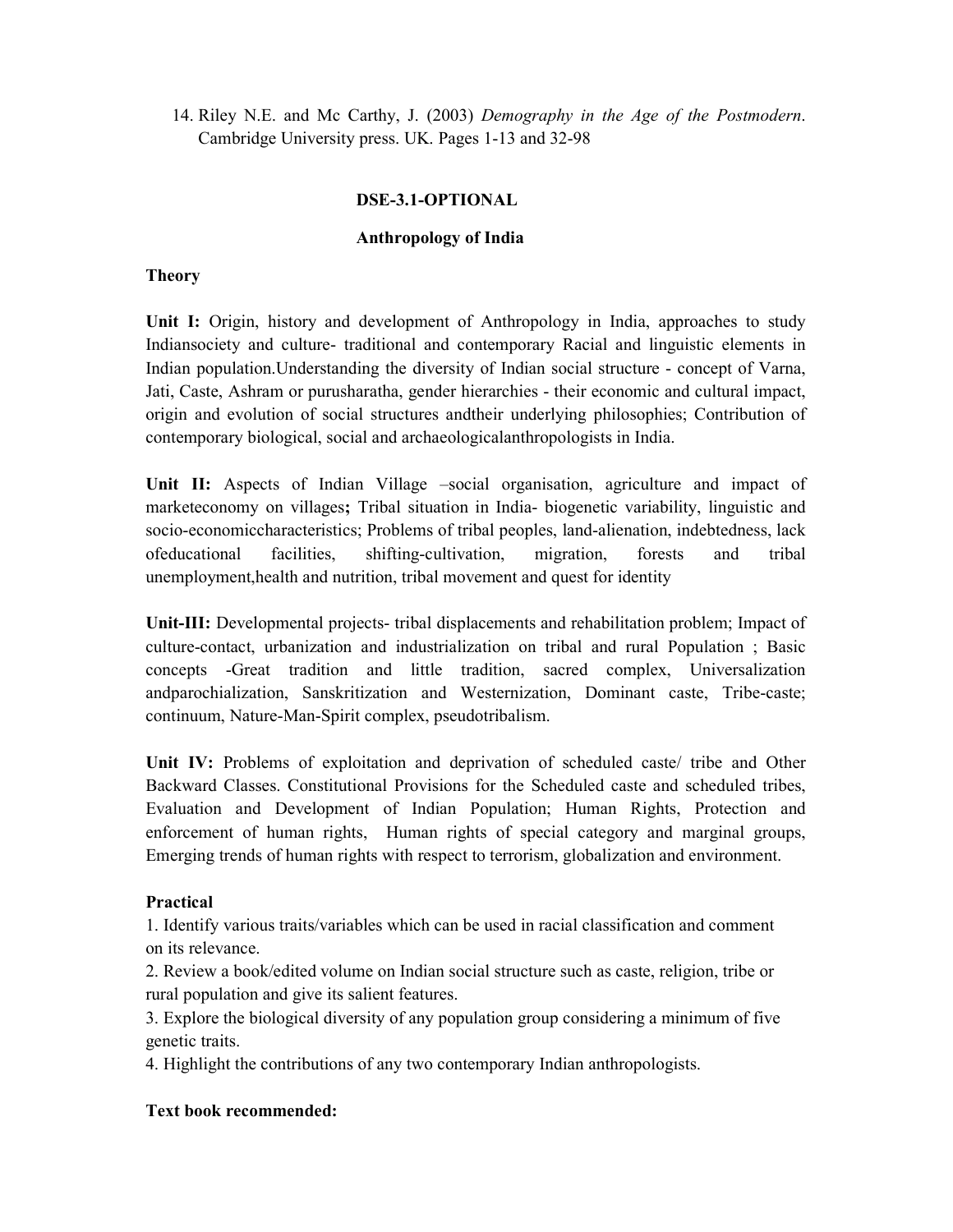14. Riley N.E. and Mc Carthy, J. (2003) *Demography in the Age of the Postmodern*. Cambridge University press. UK. Pages 1-13 and 32-98

## DSE-3.1-OPTIONAL

## Anthropology of India

### Theory

**Unit I:** Origin, history and development of Anthropology in India, approaches to study Indiansociety and culture- traditional and contemporary Racial and linguistic elements in Indian population.Understanding the diversity of Indian social structure - concept of Varna, Jati, Caste, Ashram or purusharatha, gender hierarchies - their economic and cultural impact, origin and evolution of social structures andtheir underlying philosophies; Contribution of contemporary biological, social and archaeologicalanthropologists in India.

**Unit II:** Aspects of Indian Village –social organisation, agriculture and impact of marketeconomy on villages**;** Tribal situation in India- biogenetic variability, linguistic and socio-economiccharacteristics; Problems of tribal peoples, land-alienation, indebtedness, lack ofeducational facilities, shifting-cultivation, migration, forests and tribal unemployment,health and nutrition, tribal movement and quest for identity

**Unit-III:** Developmental projects- tribal displacements and rehabilitation problem; Impact of culture-contact, urbanization and industrialization on tribal and rural Population ; Basic concepts -Great tradition and little tradition, sacred complex, Universalization andparochialization, Sanskritization and Westernization, Dominant caste, Tribe-caste; continuum, Nature-Man-Spirit complex, pseudotribalism.

**Unit IV:** Problems of exploitation and deprivation of scheduled caste/ tribe and Other Backward Classes. Constitutional Provisions for the Scheduled caste and scheduled tribes, Evaluation and Development of Indian Population; Human Rights, Protection and enforcement of human rights, Human rights of special category and marginal groups, Emerging trends of human rights with respect to terrorism, globalization and environment.

### Practical

1. Identify various traits/variables which can be used in racial classification and comment on its relevance.
2. Review a book/edited volume on Indian social structure such as caste, religion, tribe or rural population and give its salient features.
3. Explore the biological diversity of any population group considering a minimum of five genetic traits.
4. Highlight the contributions of any two contemporary Indian anthropologists.

### Text book recommended: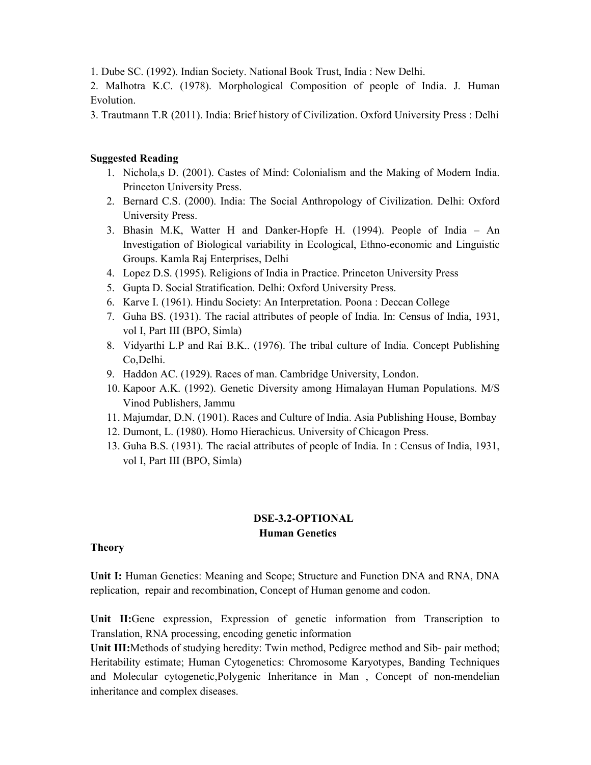1. Dube SC. (1992). Indian Society. National Book Trust, India : New Delhi.
2. Malhotra K.C. (1978). Morphological Composition of people of India. J. Human Evolution.
3. Trautmann T.R (2011). India: Brief history of Civilization. Oxford University Press : Delhi

**Suggested Reading**

1. Nichola,s D. (2001). Castes of Mind: Colonialism and the Making of Modern India. Princeton University Press.
2. Bernard C.S. (2000). India: The Social Anthropology of Civilization. Delhi: Oxford University Press.
3. Bhasin M.K, Watter H and Danker-Hopfe H. (1994). People of India – An Investigation of Biological variability in Ecological, Ethno-economic and Linguistic Groups. Kamla Raj Enterprises, Delhi
4. Lopez D.S. (1995). Religions of India in Practice. Princeton University Press
5. Gupta D. Social Stratification. Delhi: Oxford University Press.
6. Karve I. (1961). Hindu Society: An Interpretation. Poona : Deccan College
7. Guha BS. (1931). The racial attributes of people of India. In: Census of India, 1931, vol I, Part III (BPO, Simla)
8. Vidyarthi L.P and Rai B.K.. (1976). The tribal culture of India. Concept Publishing Co,Delhi.
9. Haddon AC. (1929). Races of man. Cambridge University, London.
10. Kapoor A.K. (1992). Genetic Diversity among Himalayan Human Populations. M/S Vinod Publishers, Jammu
11. Majumdar, D.N. (1901). Races and Culture of India. Asia Publishing House, Bombay
12. Dumont, L. (1980). Homo Hierachicus. University of Chicagon Press.
13. Guha B.S. (1931). The racial attributes of people of India. In : Census of India, 1931, vol I, Part III (BPO, Simla)

## DSE-3.2-OPTIONAL
## Human Genetics

**Theory**

**Unit I:** Human Genetics: Meaning and Scope; Structure and Function DNA and RNA, DNA replication, repair and recombination, Concept of Human genome and codon.

**Unit II:**Gene expression, Expression of genetic information from Transcription to Translation, RNA processing, encoding genetic information

**Unit III:**Methods of studying heredity: Twin method, Pedigree method and Sib- pair method; Heritability estimate; Human Cytogenetics: Chromosome Karyotypes, Banding Techniques and Molecular cytogenetic,Polygenic Inheritance in Man , Concept of non-mendelian inheritance and complex diseases.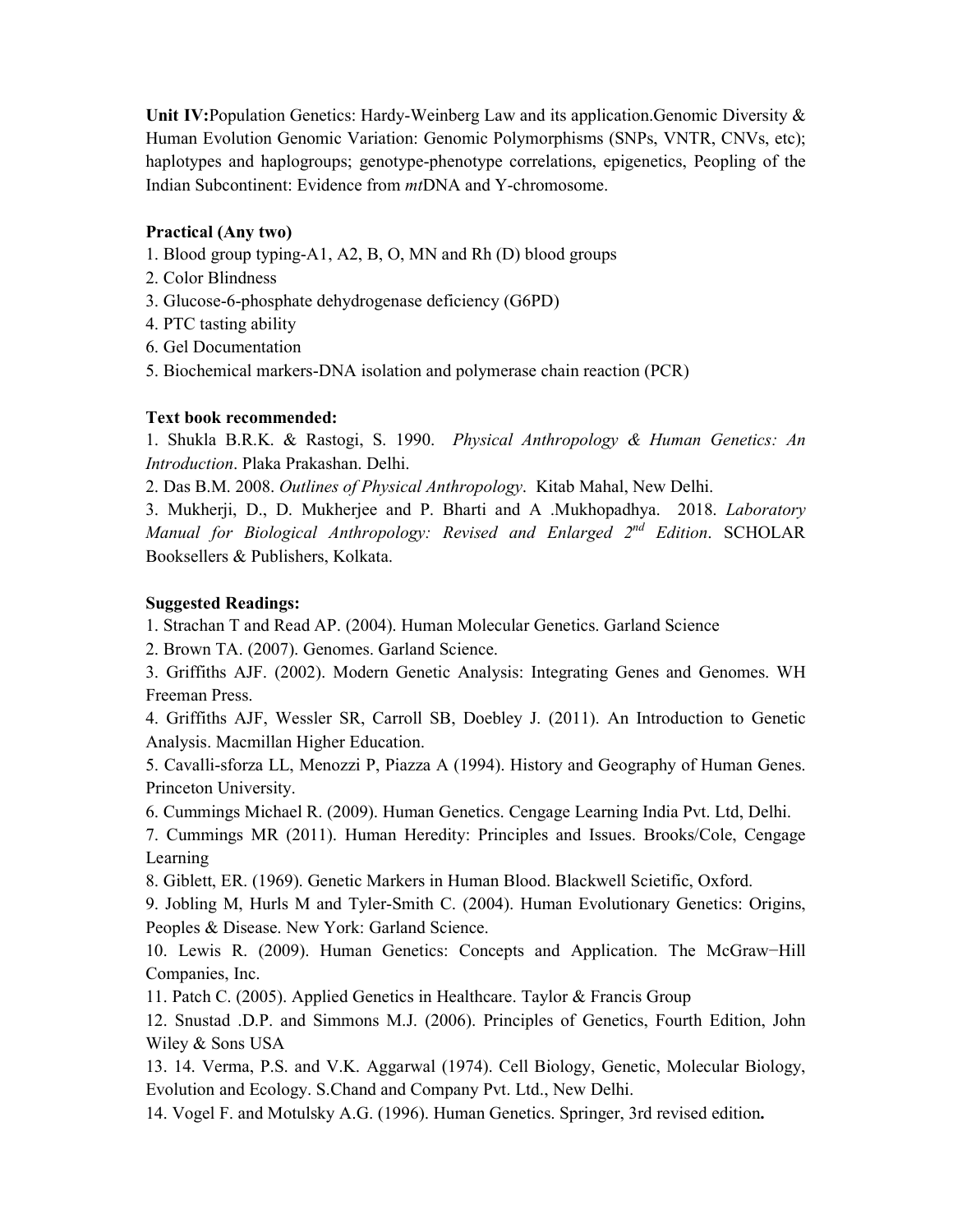**Unit IV:** Population Genetics: Hardy-Weinberg Law and its application.Genomic Diversity & Human Evolution Genomic Variation: Genomic Polymorphisms (SNPs, VNTR, CNVs, etc); haplotypes and haplogroups; genotype-phenotype correlations, epigenetics, Peopling of the Indian Subcontinent: Evidence from *mt*DNA and Y-chromosome.

**Practical (Any two)**

1. Blood group typing-A1, A2, B, O, MN and Rh (D) blood groups
2. Color Blindness
3. Glucose-6-phosphate dehydrogenase deficiency (G6PD)
4. PTC tasting ability
6. Gel Documentation
5. Biochemical markers-DNA isolation and polymerase chain reaction (PCR)

**Text book recommended:**

1. Shukla B.R.K. & Rastogi, S. 1990. *Physical Anthropology & Human Genetics: An Introduction*. Plaka Prakashan. Delhi.
2. Das B.M. 2008. *Outlines of Physical Anthropology*. Kitab Mahal, New Delhi.
3. Mukherji, D., D. Mukherjee and P. Bharti and A .Mukhopadhya. 2018. *Laboratory Manual for Biological Anthropology: Revised and Enlarged 2nd Edition*. SCHOLAR Booksellers & Publishers, Kolkata.

**Suggested Readings:**

1. Strachan T and Read AP. (2004). Human Molecular Genetics. Garland Science
2. Brown TA. (2007). Genomes. Garland Science.
3. Griffiths AJF. (2002). Modern Genetic Analysis: Integrating Genes and Genomes. WH Freeman Press.
4. Griffiths AJF, Wessler SR, Carroll SB, Doebley J. (2011). An Introduction to Genetic Analysis. Macmillan Higher Education.
5. Cavalli-sforza LL, Menozzi P, Piazza A (1994). History and Geography of Human Genes. Princeton University.
6. Cummings Michael R. (2009). Human Genetics. Cengage Learning India Pvt. Ltd, Delhi.
7. Cummings MR (2011). Human Heredity: Principles and Issues. Brooks/Cole, Cengage Learning
8. Giblett, ER. (1969). Genetic Markers in Human Blood. Blackwell Scietific, Oxford.
9. Jobling M, Hurls M and Tyler-Smith C. (2004). Human Evolutionary Genetics: Origins, Peoples & Disease. New York: Garland Science.
10. Lewis R. (2009). Human Genetics: Concepts and Application. The McGraw−Hill Companies, Inc.
11. Patch C. (2005). Applied Genetics in Healthcare. Taylor & Francis Group
12. Snustad .D.P. and Simmons M.J. (2006). Principles of Genetics, Fourth Edition, John Wiley & Sons USA
13. 14. Verma, P.S. and V.K. Aggarwal (1974). Cell Biology, Genetic, Molecular Biology, Evolution and Ecology. S.Chand and Company Pvt. Ltd., New Delhi.
14. Vogel F. and Motulsky A.G. (1996). Human Genetics. Springer, 3rd revised edition**.**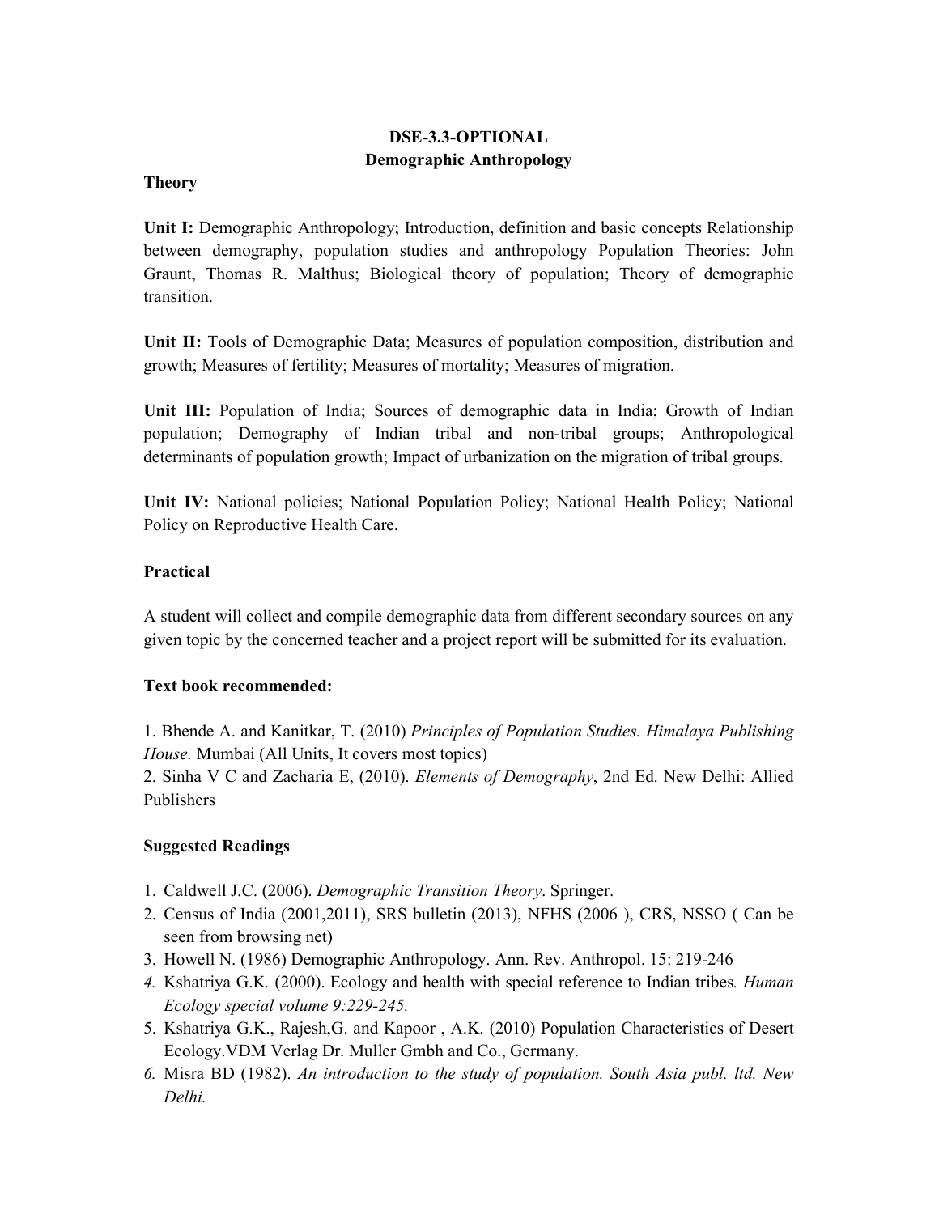# DSE-3.3-OPTIONAL
## Demographic Anthropology

### Theory

**Unit I:** Demographic Anthropology; Introduction, definition and basic concepts Relationship between demography, population studies and anthropology Population Theories: John Graunt, Thomas R. Malthus; Biological theory of population; Theory of demographic transition.

**Unit II:** Tools of Demographic Data; Measures of population composition, distribution and growth; Measures of fertility; Measures of mortality; Measures of migration.

**Unit III:** Population of India; Sources of demographic data in India; Growth of Indian population; Demography of Indian tribal and non-tribal groups; Anthropological determinants of population growth; Impact of urbanization on the migration of tribal groups.

**Unit IV:** National policies; National Population Policy; National Health Policy; National Policy on Reproductive Health Care.

### Practical

A student will collect and compile demographic data from different secondary sources on any given topic by the concerned teacher and a project report will be submitted for its evaluation.

### Text book recommended:

1. Bhende A. and Kanitkar, T. (2010) *Principles of Population Studies. Himalaya Publishing House.* Mumbai (All Units, It covers most topics)
2. Sinha V C and Zacharia E, (2010). *Elements of Demography*, 2nd Ed. New Delhi: Allied Publishers

### Suggested Readings

1. Caldwell J.C. (2006). *Demographic Transition Theory*. Springer.
2. Census of India (2001,2011), SRS bulletin (2013), NFHS (2006 ), CRS, NSSO ( Can be seen from browsing net)
3. Howell N. (1986) Demographic Anthropology. Ann. Rev. Anthropol. 15: 219-246
4. Kshatriya G.K. (2000). Ecology and health with special reference to Indian tribes*. Human Ecology special volume 9:229-245.*
5. Kshatriya G.K., Rajesh,G. and Kapoor , A.K. (2010) Population Characteristics of Desert Ecology.VDM Verlag Dr. Muller Gmbh and Co., Germany.
6. Misra BD (1982). *An introduction to the study of population. South Asia publ. ltd. New Delhi.*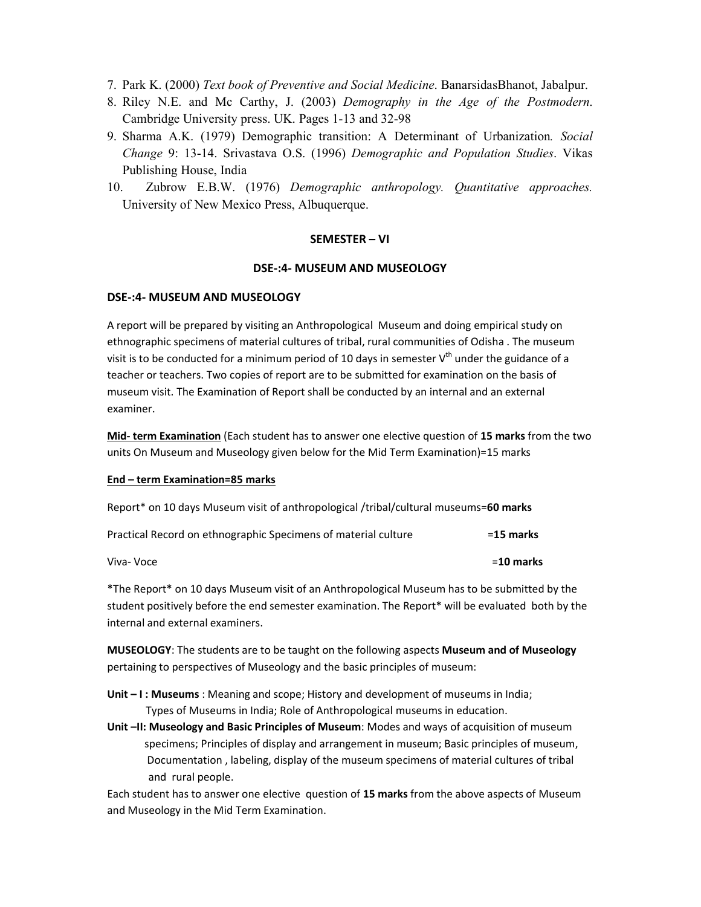7. Park K. (2000) *Text book of Preventive and Social Medicine*. BanarsidasBhanot, Jabalpur.
8. Riley N.E. and Mc Carthy, J. (2003) *Demography in the Age of the Postmodern*. Cambridge University press. UK. Pages 1-13 and 32-98
9. Sharma A.K. (1979) Demographic transition: A Determinant of Urbanization. *Social Change* 9: 13-14. Srivastava O.S. (1996) *Demographic and Population Studies*. Vikas Publishing House, India
10. Zubrow E.B.W. (1976) *Demographic anthropology. Quantitative approaches.* University of New Mexico Press, Albuquerque.

## SEMESTER – VI

## DSE-:4- MUSEUM AND MUSEOLOGY

### DSE-:4- MUSEUM AND MUSEOLOGY

A report will be prepared by visiting an Anthropological Museum and doing empirical study on ethnographic specimens of material cultures of tribal, rural communities of Odisha . The museum visit is to be conducted for a minimum period of 10 days in semester V$^{th}$ under the guidance of a teacher or teachers. Two copies of report are to be submitted for examination on the basis of museum visit. The Examination of Report shall be conducted by an internal and an external examiner.

**Mid- term Examination** (Each student has to answer one elective question of **15 marks** from the two units On Museum and Museology given below for the Mid Term Examination)=15 marks

**End – term Examination=85 marks**

Report* on 10 days Museum visit of anthropological /tribal/cultural museums=**60 marks**

Practical Record on ethnographic Specimens of material culture =**15 marks**

Viva- Voce =**10 marks**

*The Report* on 10 days Museum visit of an Anthropological Museum has to be submitted by the student positively before the end semester examination. The Report* will be evaluated both by the internal and external examiners.

**MUSEOLOGY**: The students are to be taught on the following aspects **Museum and of Museology** pertaining to perspectives of Museology and the basic principles of museum:

**Unit – I : Museums** : Meaning and scope; History and development of museums in India; Types of Museums in India; Role of Anthropological museums in education.

**Unit –II: Museology and Basic Principles of Museum**: Modes and ways of acquisition of museum specimens; Principles of display and arrangement in museum; Basic principles of museum, Documentation , labeling, display of the museum specimens of material cultures of tribal and rural people.

Each student has to answer one elective question of **15 marks** from the above aspects of Museum and Museology in the Mid Term Examination.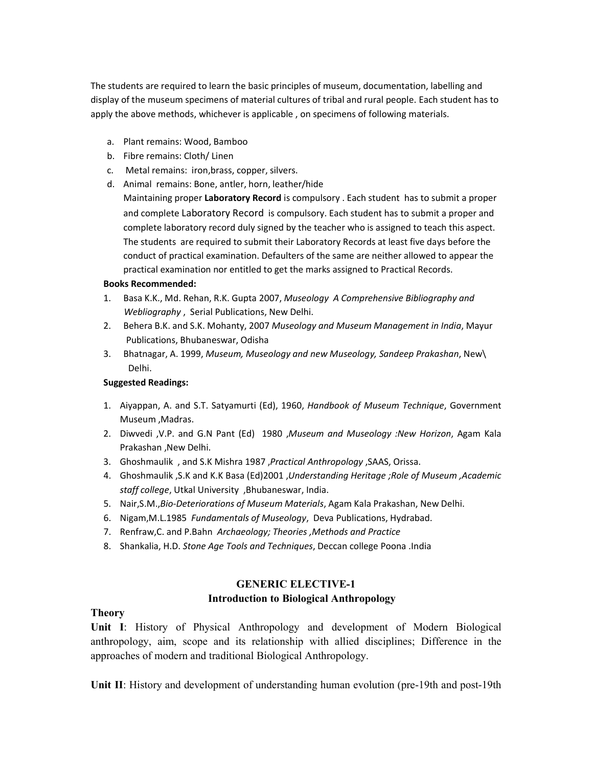The students are required to learn the basic principles of museum, documentation, labelling and display of the museum specimens of material cultures of tribal and rural people. Each student has to apply the above methods, whichever is applicable , on specimens of following materials.

a. Plant remains: Wood, Bamboo
b. Fibre remains: Cloth/ Linen
c. Metal remains: iron,brass, copper, silvers.
d. Animal remains: Bone, antler, horn, leather/hide

Maintaining proper **Laboratory Record** is compulsory . Each student has to submit a proper and complete Laboratory Record is compulsory. Each student has to submit a proper and complete laboratory record duly signed by the teacher who is assigned to teach this aspect. The students are required to submit their Laboratory Records at least five days before the conduct of practical examination. Defaulters of the same are neither allowed to appear the practical examination nor entitled to get the marks assigned to Practical Records.

**Books Recommended:**

1. Basa K.K., Md. Rehan, R.K. Gupta 2007, *Museology A Comprehensive Bibliography and Webliography* , Serial Publications, New Delhi.
2. Behera B.K. and S.K. Mohanty, 2007 *Museology and Museum Management in India*, Mayur Publications, Bhubaneswar, Odisha
3. Bhatnagar, A. 1999, *Museum, Museology and new Museology, Sandeep Prakashan*, New\ Delhi.

**Suggested Readings:**

1. Aiyappan, A. and S.T. Satyamurti (Ed), 1960, *Handbook of Museum Technique*, Government Museum ,Madras.
2. Diwvedi ,V.P. and G.N Pant (Ed) 1980 ,*Museum and Museology :New Horizon*, Agam Kala Prakashan ,New Delhi.
3. Ghoshmaulik , and S.K Mishra 1987 ,*Practical Anthropology* ,SAAS, Orissa.
4. Ghoshmaulik ,S.K and K.K Basa (Ed)2001 ,*Understanding Heritage ;Role of Museum ,Academic staff college*, Utkal University ,Bhubaneswar, India.
5. Nair,S.M.,*Bio-Deteriorations of Museum Materials*, Agam Kala Prakashan, New Delhi.
6. Nigam,M.L.1985 *Fundamentals of Museology*, Deva Publications, Hydrabad.
7. Renfraw,C. and P.Bahn *Archaeology; Theories ,Methods and Practice*
8. Shankalia, H.D. *Stone Age Tools and Techniques*, Deccan college Poona .India

## GENERIC ELECTIVE-1
## Introduction to Biological Anthropology

**Theory**

**Unit I**: History of Physical Anthropology and development of Modern Biological anthropology, aim, scope and its relationship with allied disciplines; Difference in the approaches of modern and traditional Biological Anthropology.

**Unit II**: History and development of understanding human evolution (pre-19th and post-19th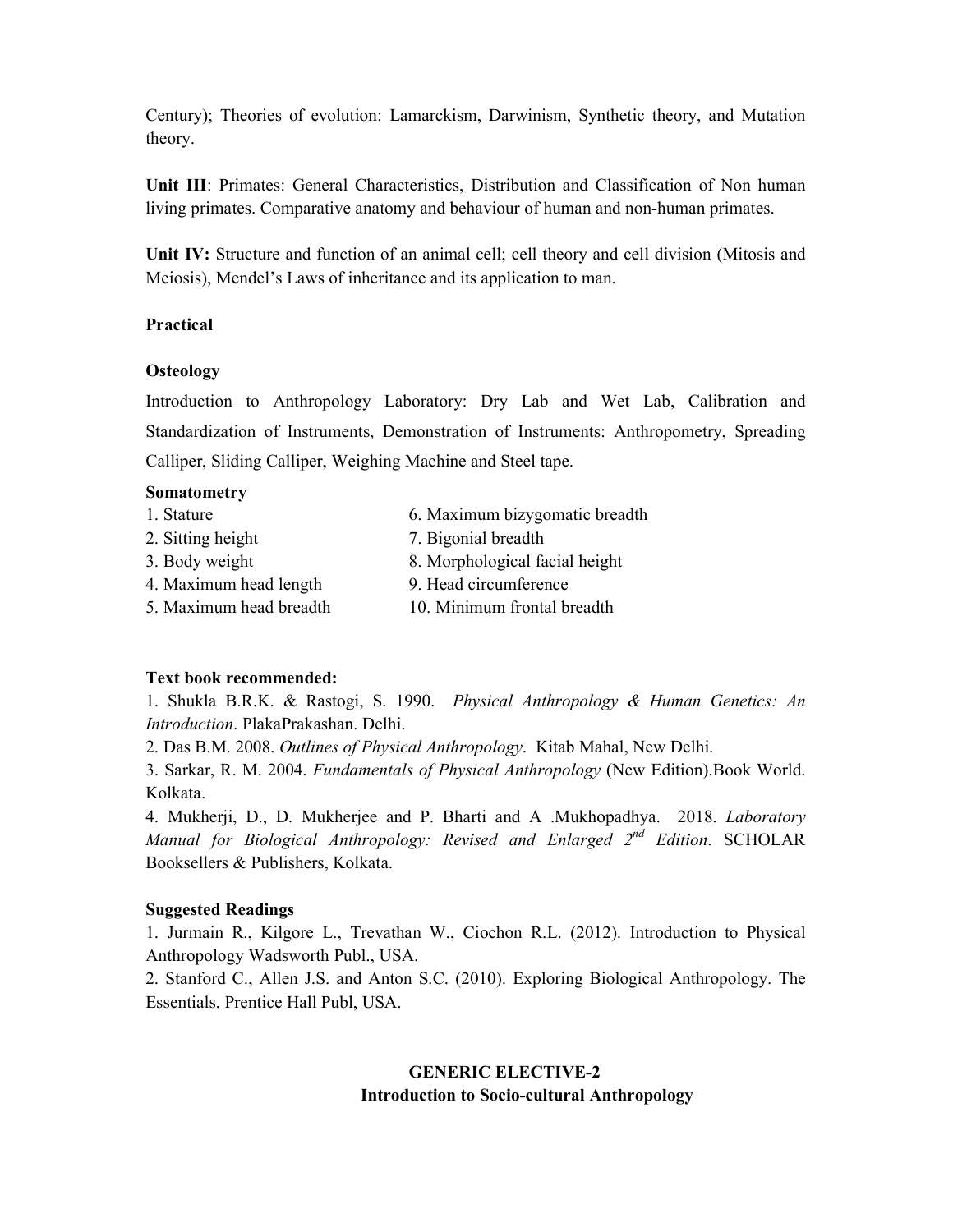Century); Theories of evolution: Lamarckism, Darwinism, Synthetic theory, and Mutation theory.

**Unit III**: Primates: General Characteristics, Distribution and Classification of Non human living primates. Comparative anatomy and behaviour of human and non-human primates.

**Unit IV:** Structure and function of an animal cell; cell theory and cell division (Mitosis and Meiosis), Mendel's Laws of inheritance and its application to man.

**Practical**

**Osteology**

Introduction to Anthropology Laboratory: Dry Lab and Wet Lab, Calibration and Standardization of Instruments, Demonstration of Instruments: Anthropometry, Spreading Calliper, Sliding Calliper, Weighing Machine and Steel tape.

**Somatometry**

1. Stature
2. Sitting height
3. Body weight
4. Maximum head length
5. Maximum head breadth
6. Maximum bizygomatic breadth
7. Bigonial breadth
8. Morphological facial height
9. Head circumference
10. Minimum frontal breadth

**Text book recommended:**

1. Shukla B.R.K. & Rastogi, S. 1990. *Physical Anthropology & Human Genetics: An Introduction*. PlakaPrakashan. Delhi.
2. Das B.M. 2008. *Outlines of Physical Anthropology*. Kitab Mahal, New Delhi.
3. Sarkar, R. M. 2004. *Fundamentals of Physical Anthropology* (New Edition).Book World. Kolkata.
4. Mukherji, D., D. Mukherjee and P. Bharti and A .Mukhopadhya. 2018. *Laboratory Manual for Biological Anthropology: Revised and Enlarged 2nd Edition*. SCHOLAR Booksellers & Publishers, Kolkata.

**Suggested Readings**

1. Jurmain R., Kilgore L., Trevathan W., Ciochon R.L. (2012). Introduction to Physical Anthropology Wadsworth Publ., USA.
2. Stanford C., Allen J.S. and Anton S.C. (2010). Exploring Biological Anthropology. The Essentials. Prentice Hall Publ, USA.

## GENERIC ELECTIVE-2
### Introduction to Socio-cultural Anthropology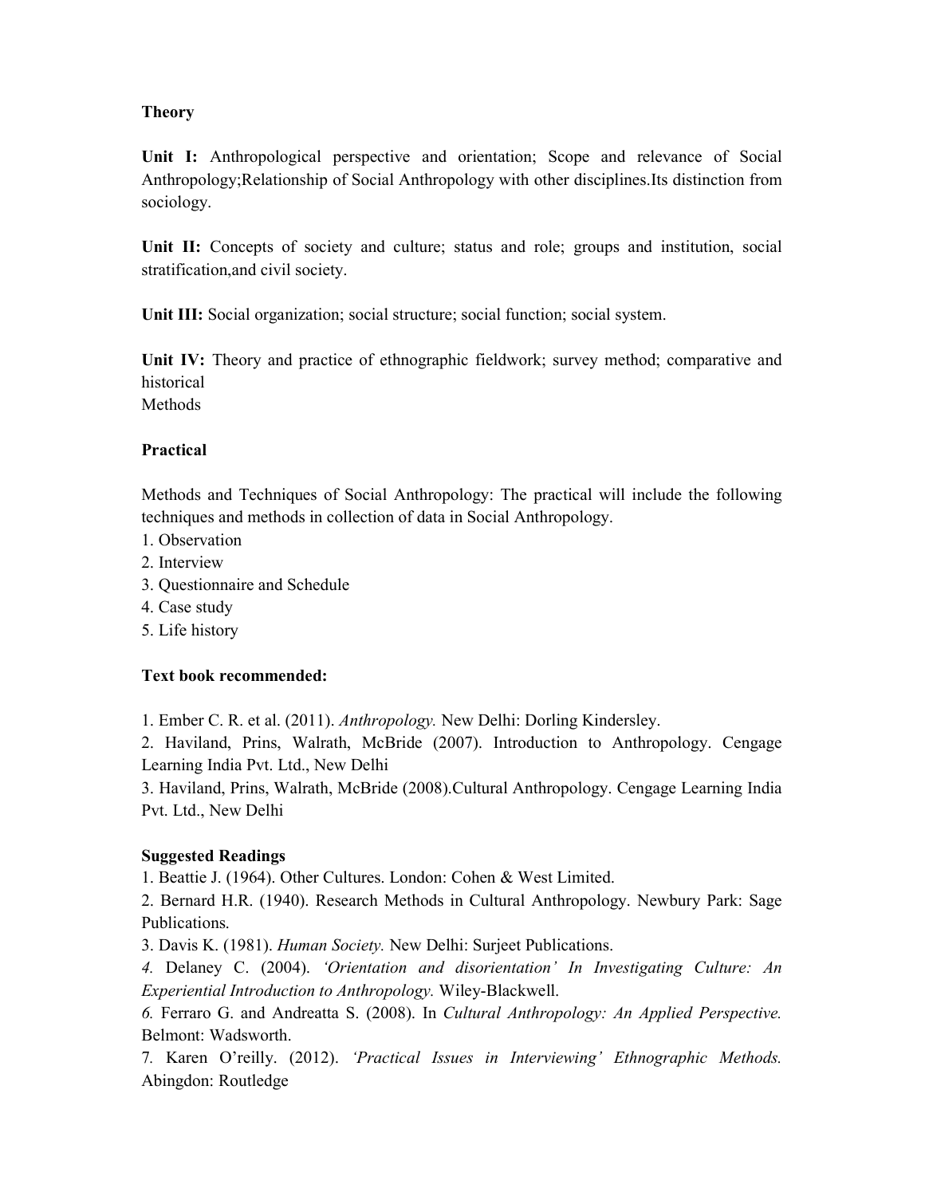**Theory**

**Unit I:** Anthropological perspective and orientation; Scope and relevance of Social Anthropology;Relationship of Social Anthropology with other disciplines.Its distinction from sociology.

**Unit II:** Concepts of society and culture; status and role; groups and institution, social stratification,and civil society.

**Unit III:** Social organization; social structure; social function; social system.

**Unit IV:** Theory and practice of ethnographic fieldwork; survey method; comparative and historical
Methods

**Practical**

Methods and Techniques of Social Anthropology: The practical will include the following techniques and methods in collection of data in Social Anthropology.

1. Observation
2. Interview
3. Questionnaire and Schedule
4. Case study
5. Life history

**Text book recommended:**

1. Ember C. R. et al. (2011). *Anthropology.* New Delhi: Dorling Kindersley.
2. Haviland, Prins, Walrath, McBride (2007). Introduction to Anthropology. Cengage Learning India Pvt. Ltd., New Delhi
3. Haviland, Prins, Walrath, McBride (2008).Cultural Anthropology. Cengage Learning India Pvt. Ltd., New Delhi

**Suggested Readings**

1. Beattie J. (1964). Other Cultures. London: Cohen & West Limited.
2. Bernard H.R. (1940). Research Methods in Cultural Anthropology. Newbury Park: Sage Publications.
3. Davis K. (1981). *Human Society.* New Delhi: Surjeet Publications.
4. Delaney C. (2004). *'Orientation and disorientation' In Investigating Culture: An Experiential Introduction to Anthropology.* Wiley-Blackwell.
6. Ferraro G. and Andreatta S. (2008). In *Cultural Anthropology: An Applied Perspective.* Belmont: Wadsworth.
7. Karen O'reilly. (2012). *'Practical Issues in Interviewing' Ethnographic Methods.* Abingdon: Routledge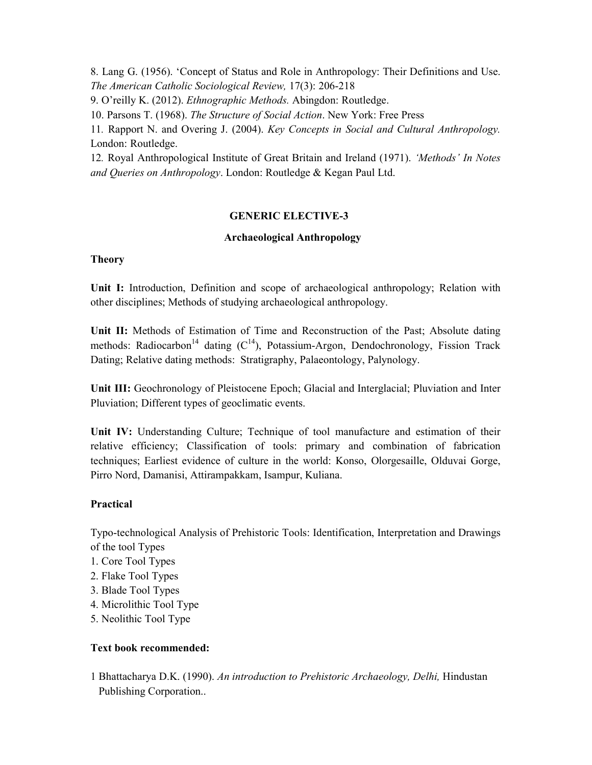8. Lang G. (1956). 'Concept of Status and Role in Anthropology: Their Definitions and Use. *The American Catholic Sociological Review,* 17(3): 206-218

9. O'reilly K. (2012). *Ethnographic Methods.* Abingdon: Routledge.

10. Parsons T. (1968). *The Structure of Social Action*. New York: Free Press

11. Rapport N. and Overing J. (2004). *Key Concepts in Social and Cultural Anthropology.* London: Routledge.

12. Royal Anthropological Institute of Great Britain and Ireland (1971). *'Methods' In Notes and Queries on Anthropology*. London: Routledge & Kegan Paul Ltd.

## GENERIC ELECTIVE-3

### Archaeological Anthropology

**Theory**

**Unit I:** Introduction, Definition and scope of archaeological anthropology; Relation with other disciplines; Methods of studying archaeological anthropology.

**Unit II:** Methods of Estimation of Time and Reconstruction of the Past; Absolute dating methods: Radiocarbon$^{14}$ dating ($C^{14}$), Potassium-Argon, Dendochronology, Fission Track Dating; Relative dating methods: Stratigraphy, Palaeontology, Palynology.

**Unit III:** Geochronology of Pleistocene Epoch; Glacial and Interglacial; Pluviation and Inter Pluviation; Different types of geoclimatic events.

**Unit IV:** Understanding Culture; Technique of tool manufacture and estimation of their relative efficiency; Classification of tools: primary and combination of fabrication techniques; Earliest evidence of culture in the world: Konso, Olorgesaille, Olduvai Gorge, Pirro Nord, Damanisi, Attirampakkam, Isampur, Kuliana.

**Practical**

Typo-technological Analysis of Prehistoric Tools: Identification, Interpretation and Drawings of the tool Types

1. Core Tool Types
2. Flake Tool Types
3. Blade Tool Types
4. Microlithic Tool Type
5. Neolithic Tool Type

**Text book recommended:**

1 Bhattacharya D.K. (1990). *An introduction to Prehistoric Archaeology, Delhi,* Hindustan Publishing Corporation..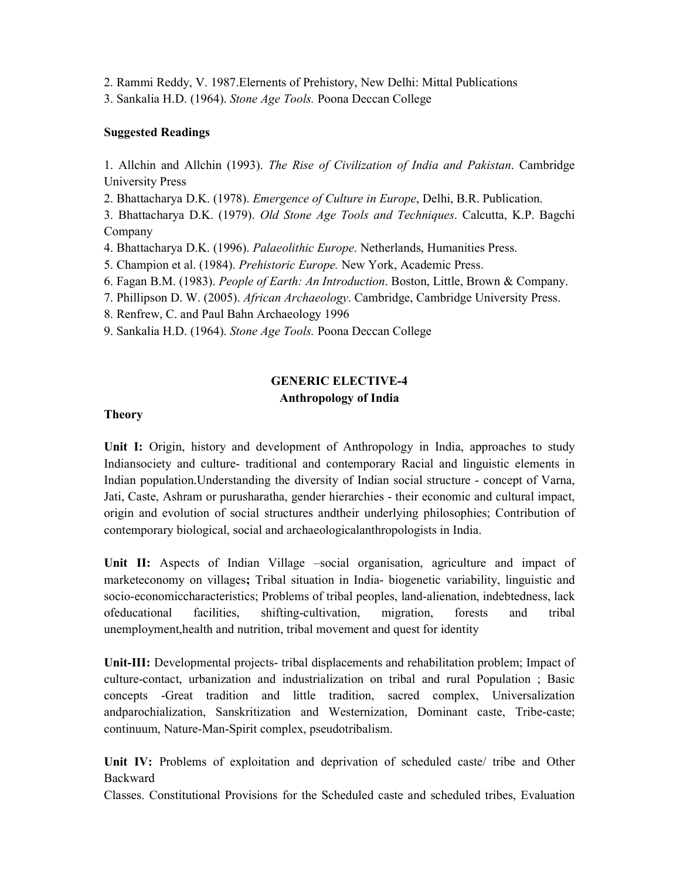2. Rammi Reddy, V. 1987.Elernents of Prehistory, New Delhi: Mittal Publications
3. Sankalia H.D. (1964). *Stone Age Tools.* Poona Deccan College

**Suggested Readings**

1. Allchin and Allchin (1993). *The Rise of Civilization of India and Pakistan*. Cambridge University Press
2. Bhattacharya D.K. (1978). *Emergence of Culture in Europe*, Delhi, B.R. Publication.
3. Bhattacharya D.K. (1979). *Old Stone Age Tools and Techniques*. Calcutta, K.P. Bagchi Company
4. Bhattacharya D.K. (1996). *Palaeolithic Europe*. Netherlands, Humanities Press.
5. Champion et al. (1984). *Prehistoric Europe.* New York, Academic Press.
6. Fagan B.M. (1983). *People of Earth: An Introduction*. Boston, Little, Brown & Company.
7. Phillipson D. W. (2005). *African Archaeology*. Cambridge, Cambridge University Press.
8. Renfrew, C. and Paul Bahn Archaeology 1996
9. Sankalia H.D. (1964). *Stone Age Tools.* Poona Deccan College

## GENERIC ELECTIVE-4
## Anthropology of India

**Theory**

**Unit I:** Origin, history and development of Anthropology in India, approaches to study Indiansociety and culture- traditional and contemporary Racial and linguistic elements in Indian population.Understanding the diversity of Indian social structure - concept of Varna, Jati, Caste, Ashram or purusharatha, gender hierarchies - their economic and cultural impact, origin and evolution of social structures andtheir underlying philosophies; Contribution of contemporary biological, social and archaeologicalanthropologists in India.

**Unit II:** Aspects of Indian Village –social organisation, agriculture and impact of marketeconomy on villages**;** Tribal situation in India- biogenetic variability, linguistic and socio-economiccharacteristics; Problems of tribal peoples, land-alienation, indebtedness, lack ofeducational facilities, shifting-cultivation, migration, forests and tribal unemployment,health and nutrition, tribal movement and quest for identity

**Unit-III:** Developmental projects- tribal displacements and rehabilitation problem; Impact of culture-contact, urbanization and industrialization on tribal and rural Population ; Basic concepts -Great tradition and little tradition, sacred complex, Universalization andparochialization, Sanskritization and Westernization, Dominant caste, Tribe-caste; continuum, Nature-Man-Spirit complex, pseudotribalism.

**Unit IV:** Problems of exploitation and deprivation of scheduled caste/ tribe and Other Backward

Classes. Constitutional Provisions for the Scheduled caste and scheduled tribes, Evaluation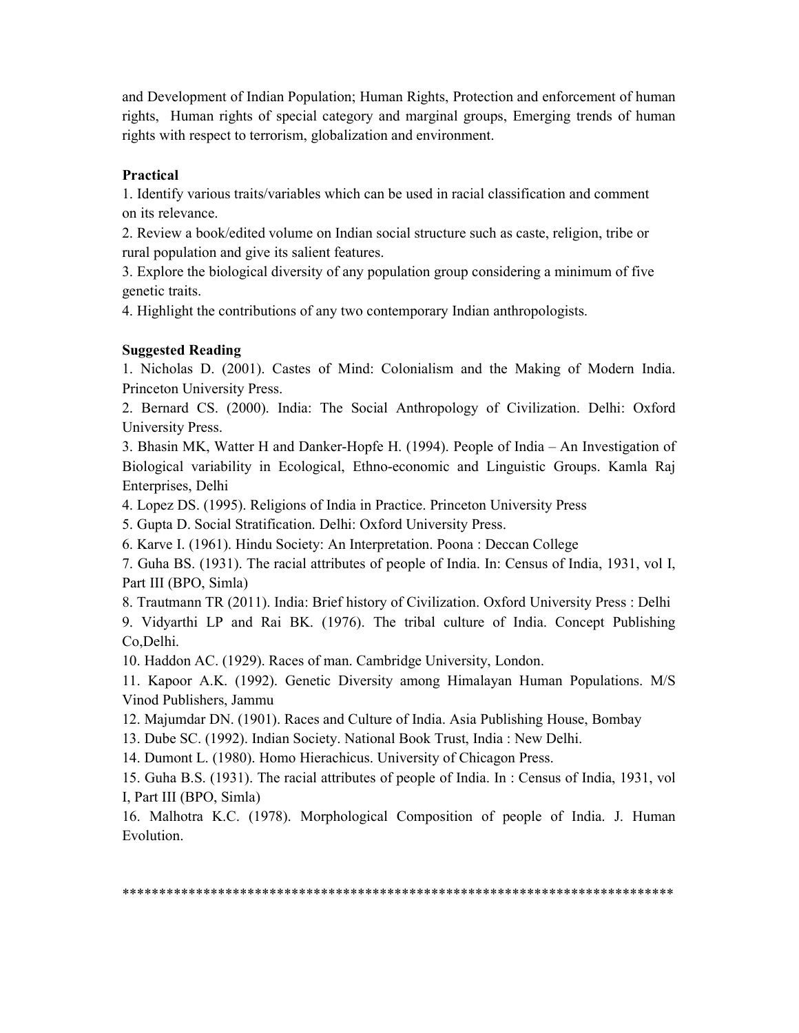and Development of Indian Population; Human Rights, Protection and enforcement of human rights, Human rights of special category and marginal groups, Emerging trends of human rights with respect to terrorism, globalization and environment.

**Practical**

1. Identify various traits/variables which can be used in racial classification and comment on its relevance.
2. Review a book/edited volume on Indian social structure such as caste, religion, tribe or rural population and give its salient features.
3. Explore the biological diversity of any population group considering a minimum of five genetic traits.
4. Highlight the contributions of any two contemporary Indian anthropologists.

**Suggested Reading**

1. Nicholas D. (2001). Castes of Mind: Colonialism and the Making of Modern India. Princeton University Press.
2. Bernard CS. (2000). India: The Social Anthropology of Civilization. Delhi: Oxford University Press.
3. Bhasin MK, Watter H and Danker-Hopfe H. (1994). People of India – An Investigation of Biological variability in Ecological, Ethno-economic and Linguistic Groups. Kamla Raj Enterprises, Delhi
4. Lopez DS. (1995). Religions of India in Practice. Princeton University Press
5. Gupta D. Social Stratification. Delhi: Oxford University Press.
6. Karve I. (1961). Hindu Society: An Interpretation. Poona : Deccan College
7. Guha BS. (1931). The racial attributes of people of India. In: Census of India, 1931, vol I, Part III (BPO, Simla)
8. Trautmann TR (2011). India: Brief history of Civilization. Oxford University Press : Delhi
9. Vidyarthi LP and Rai BK. (1976). The tribal culture of India. Concept Publishing Co,Delhi.
10. Haddon AC. (1929). Races of man. Cambridge University, London.
11. Kapoor A.K. (1992). Genetic Diversity among Himalayan Human Populations. M/S Vinod Publishers, Jammu
12. Majumdar DN. (1901). Races and Culture of India. Asia Publishing House, Bombay
13. Dube SC. (1992). Indian Society. National Book Trust, India : New Delhi.
14. Dumont L. (1980). Homo Hierachicus. University of Chicagon Press.
15. Guha B.S. (1931). The racial attributes of people of India. In : Census of India, 1931, vol I, Part III (BPO, Simla)
16. Malhotra K.C. (1978). Morphological Composition of people of India. J. Human Evolution.

*****************************************************************************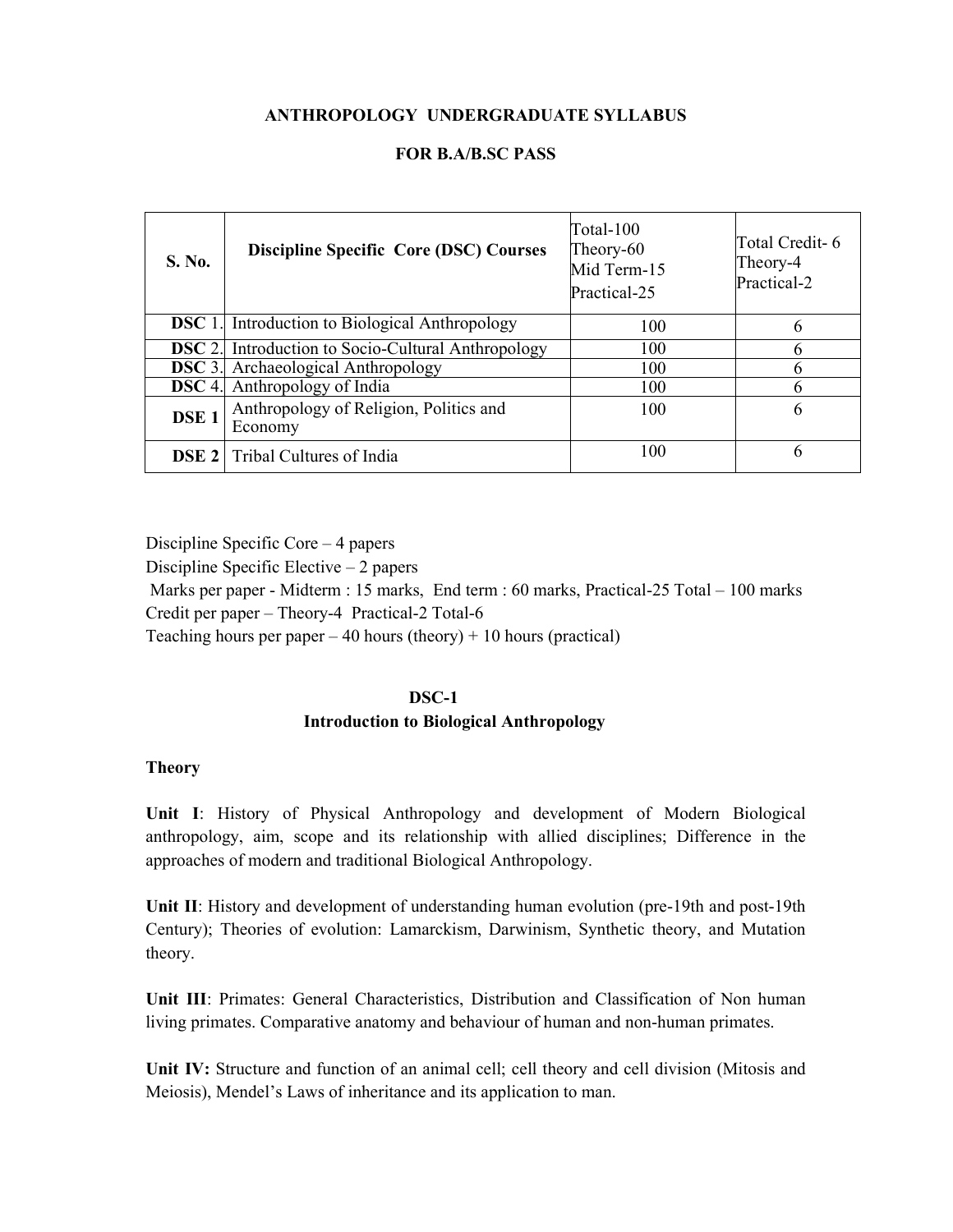# ANTHROPOLOGY UNDERGRADUATE SYLLABUS

## FOR B.A/B.SC PASS

| S. No. | Discipline Specific Core (DSC) Courses | Total-100<br>Theory-60<br>Mid Term-15<br>Practical-25 | Total Credit- 6<br>Theory-4<br>Practical-2 |
|---|---|---|---|
| **DSC** 1. | Introduction to Biological Anthropology | 100 | 6 |
| **DSC** 2. | Introduction to Socio-Cultural Anthropology | 100 | 6 |
| **DSC** 3. | Archaeological Anthropology | 100 | 6 |
| **DSC** 4. | Anthropology of India | 100 | 6 |
| **DSE 1** | Anthropology of Religion, Politics and Economy | 100 | 6 |
| **DSE 2** | Tribal Cultures of India | 100 | 6 |

Discipline Specific Core – 4 papers

Discipline Specific Elective – 2 papers

Marks per paper - Midterm : 15 marks, End term : 60 marks, Practical-25 Total – 100 marks

Credit per paper – Theory-4 Practical-2 Total-6

Teaching hours per paper – 40 hours (theory) + 10 hours (practical)

### DSC-1
### Introduction to Biological Anthropology

**Theory**

**Unit I**: History of Physical Anthropology and development of Modern Biological anthropology, aim, scope and its relationship with allied disciplines; Difference in the approaches of modern and traditional Biological Anthropology.

**Unit II**: History and development of understanding human evolution (pre-19th and post-19th Century); Theories of evolution: Lamarckism, Darwinism, Synthetic theory, and Mutation theory.

**Unit III**: Primates: General Characteristics, Distribution and Classification of Non human living primates. Comparative anatomy and behaviour of human and non-human primates.

**Unit IV:** Structure and function of an animal cell; cell theory and cell division (Mitosis and Meiosis), Mendel's Laws of inheritance and its application to man.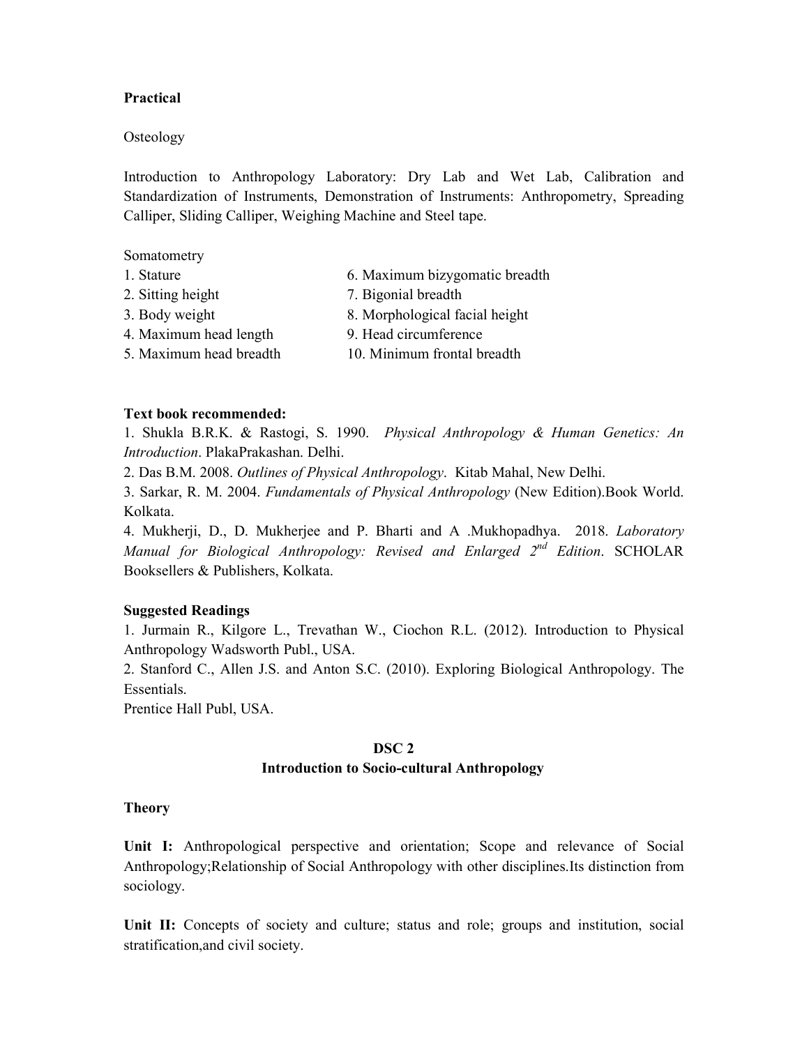**Practical**

Osteology

Introduction to Anthropology Laboratory: Dry Lab and Wet Lab, Calibration and Standardization of Instruments, Demonstration of Instruments: Anthropometry, Spreading Calliper, Sliding Calliper, Weighing Machine and Steel tape.

Somatometry

1. Stature
2. Sitting height
3. Body weight
4. Maximum head length
5. Maximum head breadth
6. Maximum bizygomatic breadth
7. Bigonial breadth
8. Morphological facial height
9. Head circumference
10. Minimum frontal breadth

**Text book recommended:**

1. Shukla B.R.K. & Rastogi, S. 1990. *Physical Anthropology & Human Genetics: An Introduction*. PlakaPrakashan. Delhi.
2. Das B.M. 2008. *Outlines of Physical Anthropology*. Kitab Mahal, New Delhi.
3. Sarkar, R. M. 2004. *Fundamentals of Physical Anthropology* (New Edition).Book World. Kolkata.
4. Mukherji, D., D. Mukherjee and P. Bharti and A .Mukhopadhya. 2018. *Laboratory Manual for Biological Anthropology: Revised and Enlarged 2nd Edition*. SCHOLAR Booksellers & Publishers, Kolkata.

**Suggested Readings**

1. Jurmain R., Kilgore L., Trevathan W., Ciochon R.L. (2012). Introduction to Physical Anthropology Wadsworth Publ., USA.
2. Stanford C., Allen J.S. and Anton S.C. (2010). Exploring Biological Anthropology. The Essentials.

Prentice Hall Publ, USA.

## DSC 2
## Introduction to Socio-cultural Anthropology

**Theory**

**Unit I:** Anthropological perspective and orientation; Scope and relevance of Social Anthropology;Relationship of Social Anthropology with other disciplines.Its distinction from sociology.

**Unit II:** Concepts of society and culture; status and role; groups and institution, social stratification,and civil society.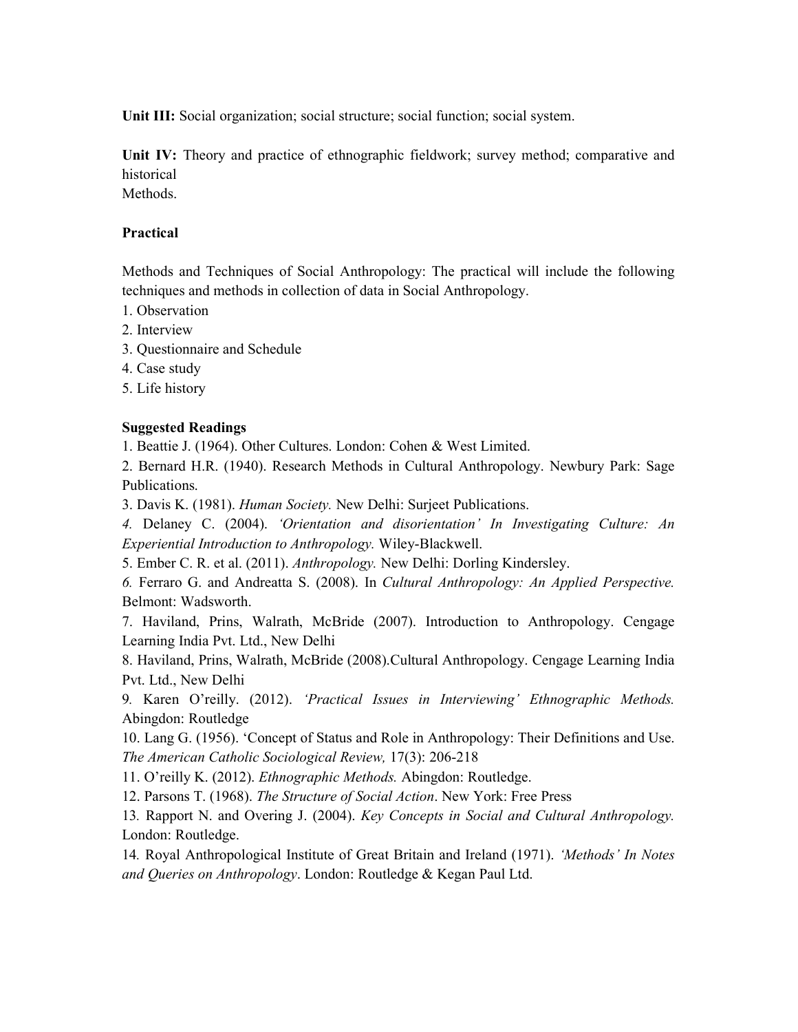**Unit III:** Social organization; social structure; social function; social system.

**Unit IV:** Theory and practice of ethnographic fieldwork; survey method; comparative and historical
Methods.

**Practical**

Methods and Techniques of Social Anthropology: The practical will include the following techniques and methods in collection of data in Social Anthropology.

1. Observation
2. Interview
3. Questionnaire and Schedule
4. Case study
5. Life history

**Suggested Readings**

1. Beattie J. (1964). Other Cultures. London: Cohen & West Limited.
2. Bernard H.R. (1940). Research Methods in Cultural Anthropology. Newbury Park: Sage Publications.
3. Davis K. (1981). *Human Society.* New Delhi: Surjeet Publications.
4. Delaney C. (2004). *'Orientation and disorientation' In Investigating Culture: An Experiential Introduction to Anthropology.* Wiley-Blackwell.
5. Ember C. R. et al. (2011). *Anthropology.* New Delhi: Dorling Kindersley.
6. Ferraro G. and Andreatta S. (2008). In *Cultural Anthropology: An Applied Perspective.* Belmont: Wadsworth.
7. Haviland, Prins, Walrath, McBride (2007). Introduction to Anthropology. Cengage Learning India Pvt. Ltd., New Delhi
8. Haviland, Prins, Walrath, McBride (2008).Cultural Anthropology. Cengage Learning India Pvt. Ltd., New Delhi
9. Karen O'reilly. (2012). *'Practical Issues in Interviewing' Ethnographic Methods.* Abingdon: Routledge
10. Lang G. (1956). 'Concept of Status and Role in Anthropology: Their Definitions and Use. *The American Catholic Sociological Review,* 17(3): 206-218
11. O'reilly K. (2012). *Ethnographic Methods.* Abingdon: Routledge.
12. Parsons T. (1968). *The Structure of Social Action*. New York: Free Press
13. Rapport N. and Overing J. (2004). *Key Concepts in Social and Cultural Anthropology.* London: Routledge.
14. Royal Anthropological Institute of Great Britain and Ireland (1971). *'Methods' In Notes and Queries on Anthropology*. London: Routledge & Kegan Paul Ltd.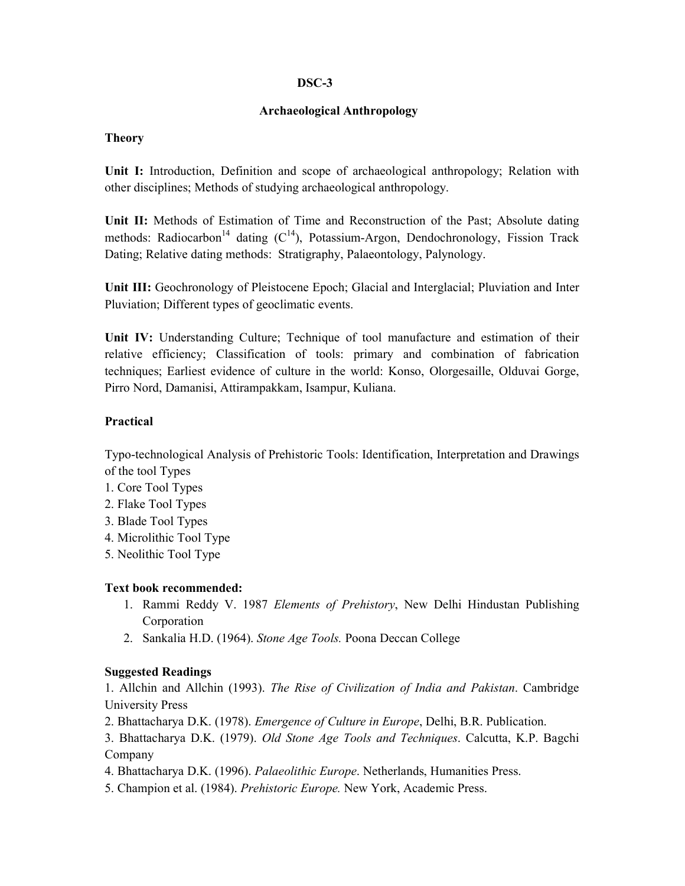## DSC-3

## Archaeological Anthropology

### Theory

**Unit I:** Introduction, Definition and scope of archaeological anthropology; Relation with other disciplines; Methods of studying archaeological anthropology.

**Unit II:** Methods of Estimation of Time and Reconstruction of the Past; Absolute dating methods: Radiocarbon$^{14}$ dating ($C^{14}$), Potassium-Argon, Dendochronology, Fission Track Dating; Relative dating methods: Stratigraphy, Palaeontology, Palynology.

**Unit III:** Geochronology of Pleistocene Epoch; Glacial and Interglacial; Pluviation and Inter Pluviation; Different types of geoclimatic events.

**Unit IV:** Understanding Culture; Technique of tool manufacture and estimation of their relative efficiency; Classification of tools: primary and combination of fabrication techniques; Earliest evidence of culture in the world: Konso, Olorgesaille, Olduvai Gorge, Pirro Nord, Damanisi, Attirampakkam, Isampur, Kuliana.

### Practical

Typo-technological Analysis of Prehistoric Tools: Identification, Interpretation and Drawings of the tool Types

1. Core Tool Types
2. Flake Tool Types
3. Blade Tool Types
4. Microlithic Tool Type
5. Neolithic Tool Type

### Text book recommended:

1. Rammi Reddy V. 1987 *Elements of Prehistory*, New Delhi Hindustan Publishing Corporation
2. Sankalia H.D. (1964). *Stone Age Tools.* Poona Deccan College

### Suggested Readings

1. Allchin and Allchin (1993). *The Rise of Civilization of India and Pakistan*. Cambridge University Press
2. Bhattacharya D.K. (1978). *Emergence of Culture in Europe*, Delhi, B.R. Publication.
3. Bhattacharya D.K. (1979). *Old Stone Age Tools and Techniques*. Calcutta, K.P. Bagchi Company
4. Bhattacharya D.K. (1996). *Palaeolithic Europe*. Netherlands, Humanities Press.
5. Champion et al. (1984). *Prehistoric Europe.* New York, Academic Press.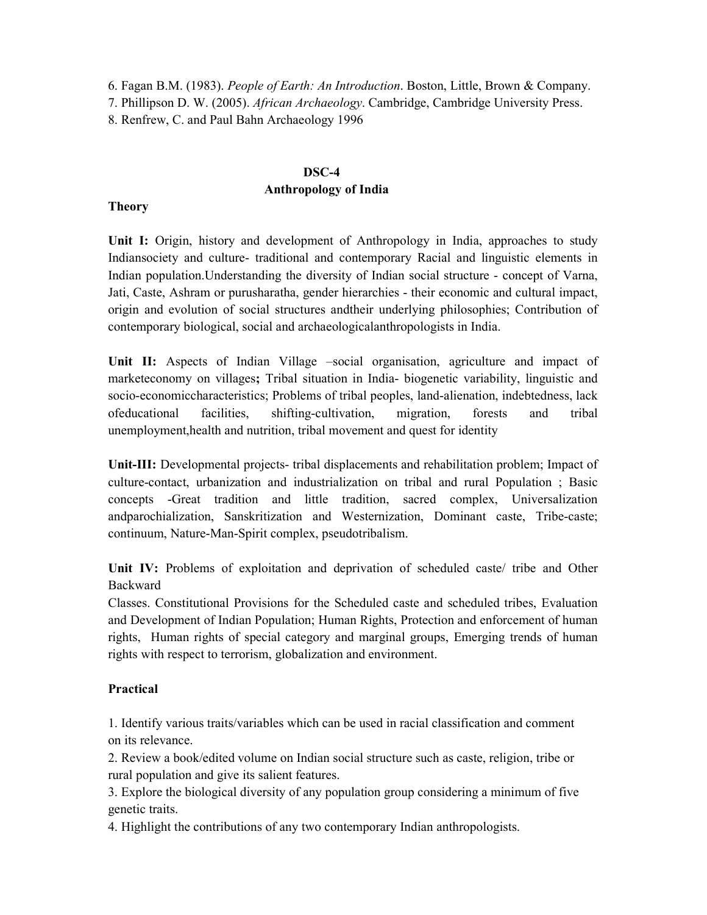6. Fagan B.M. (1983). *People of Earth: An Introduction*. Boston, Little, Brown & Company.
7. Phillipson D. W. (2005). *African Archaeology*. Cambridge, Cambridge University Press.
8. Renfrew, C. and Paul Bahn Archaeology 1996

## DSC-4
## Anthropology of India

### Theory

**Unit I:** Origin, history and development of Anthropology in India, approaches to study Indiansociety and culture- traditional and contemporary Racial and linguistic elements in Indian population.Understanding the diversity of Indian social structure - concept of Varna, Jati, Caste, Ashram or purusharatha, gender hierarchies - their economic and cultural impact, origin and evolution of social structures andtheir underlying philosophies; Contribution of contemporary biological, social and archaeologicalanthropologists in India.

**Unit II:** Aspects of Indian Village –social organisation, agriculture and impact of marketeconomy on villages**;** Tribal situation in India- biogenetic variability, linguistic and socio-economiccharacteristics; Problems of tribal peoples, land-alienation, indebtedness, lack ofeducational facilities, shifting-cultivation, migration, forests and tribal unemployment,health and nutrition, tribal movement and quest for identity

**Unit-III:** Developmental projects- tribal displacements and rehabilitation problem; Impact of culture-contact, urbanization and industrialization on tribal and rural Population ; Basic concepts -Great tradition and little tradition, sacred complex, Universalization andparochialization, Sanskritization and Westernization, Dominant caste, Tribe-caste; continuum, Nature-Man-Spirit complex, pseudotribalism.

**Unit IV:** Problems of exploitation and deprivation of scheduled caste/ tribe and Other Backward
Classes. Constitutional Provisions for the Scheduled caste and scheduled tribes, Evaluation and Development of Indian Population; Human Rights, Protection and enforcement of human rights, Human rights of special category and marginal groups, Emerging trends of human rights with respect to terrorism, globalization and environment.

### Practical

1. Identify various traits/variables which can be used in racial classification and comment on its relevance.
2. Review a book/edited volume on Indian social structure such as caste, religion, tribe or rural population and give its salient features.
3. Explore the biological diversity of any population group considering a minimum of five genetic traits.
4. Highlight the contributions of any two contemporary Indian anthropologists.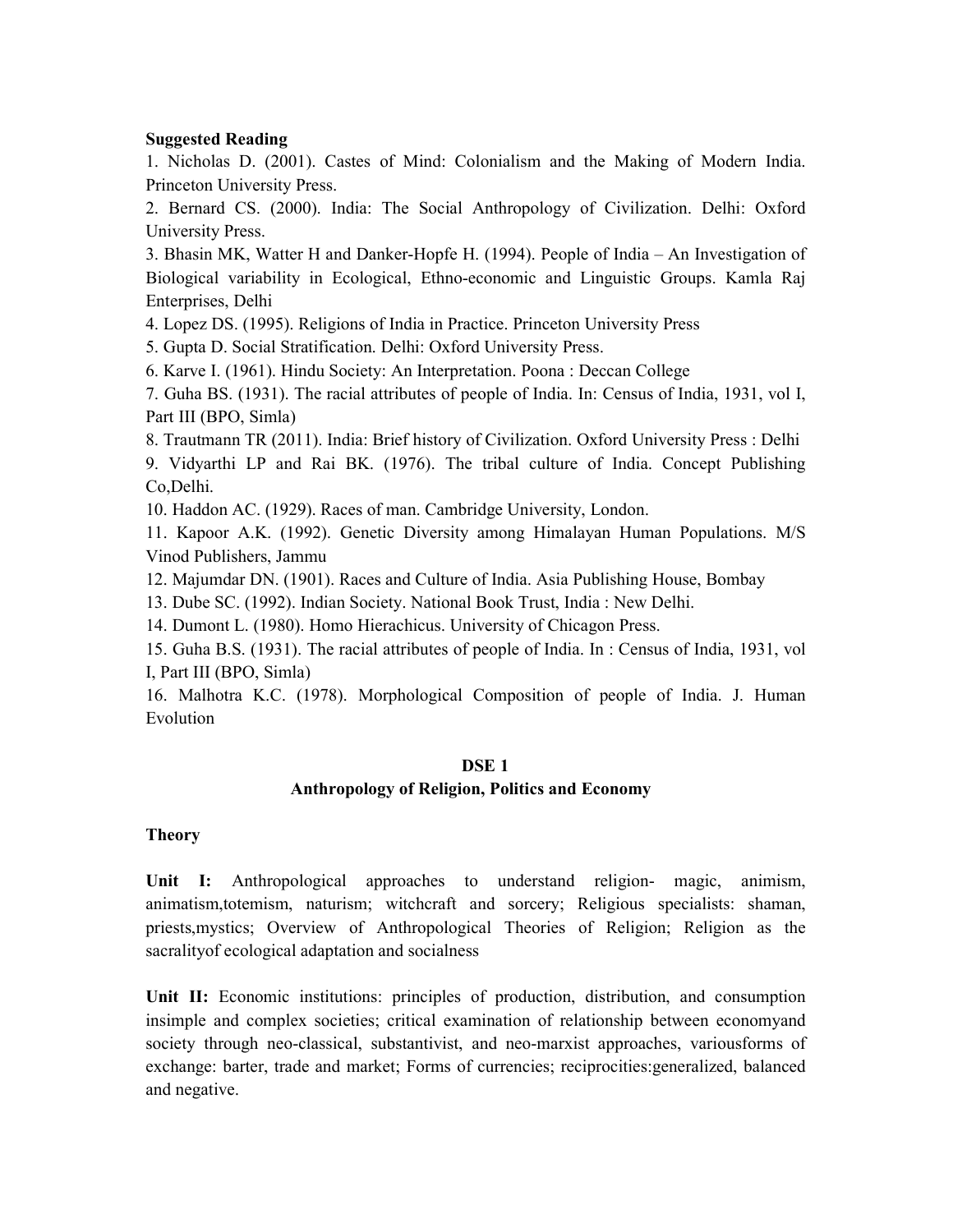**Suggested Reading**

1. Nicholas D. (2001). Castes of Mind: Colonialism and the Making of Modern India. Princeton University Press.
2. Bernard CS. (2000). India: The Social Anthropology of Civilization. Delhi: Oxford University Press.
3. Bhasin MK, Watter H and Danker-Hopfe H. (1994). People of India – An Investigation of Biological variability in Ecological, Ethno-economic and Linguistic Groups. Kamla Raj Enterprises, Delhi
4. Lopez DS. (1995). Religions of India in Practice. Princeton University Press
5. Gupta D. Social Stratification. Delhi: Oxford University Press.
6. Karve I. (1961). Hindu Society: An Interpretation. Poona : Deccan College
7. Guha BS. (1931). The racial attributes of people of India. In: Census of India, 1931, vol I, Part III (BPO, Simla)
8. Trautmann TR (2011). India: Brief history of Civilization. Oxford University Press : Delhi
9. Vidyarthi LP and Rai BK. (1976). The tribal culture of India. Concept Publishing Co,Delhi.
10. Haddon AC. (1929). Races of man. Cambridge University, London.
11. Kapoor A.K. (1992). Genetic Diversity among Himalayan Human Populations. M/S Vinod Publishers, Jammu
12. Majumdar DN. (1901). Races and Culture of India. Asia Publishing House, Bombay
13. Dube SC. (1992). Indian Society. National Book Trust, India : New Delhi.
14. Dumont L. (1980). Homo Hierachicus. University of Chicagon Press.
15. Guha B.S. (1931). The racial attributes of people of India. In : Census of India, 1931, vol I, Part III (BPO, Simla)
16. Malhotra K.C. (1978). Morphological Composition of people of India. J. Human Evolution

## DSE 1
## Anthropology of Religion, Politics and Economy

**Theory**

**Unit I:** Anthropological approaches to understand religion- magic, animism, animatism,totemism, naturism; witchcraft and sorcery; Religious specialists: shaman, priests,mystics; Overview of Anthropological Theories of Religion; Religion as the sacralityof ecological adaptation and socialness

**Unit II:** Economic institutions: principles of production, distribution, and consumption insimple and complex societies; critical examination of relationship between economyand society through neo-classical, substantivist, and neo-marxist approaches, variousforms of exchange: barter, trade and market; Forms of currencies; reciprocities:generalized, balanced and negative.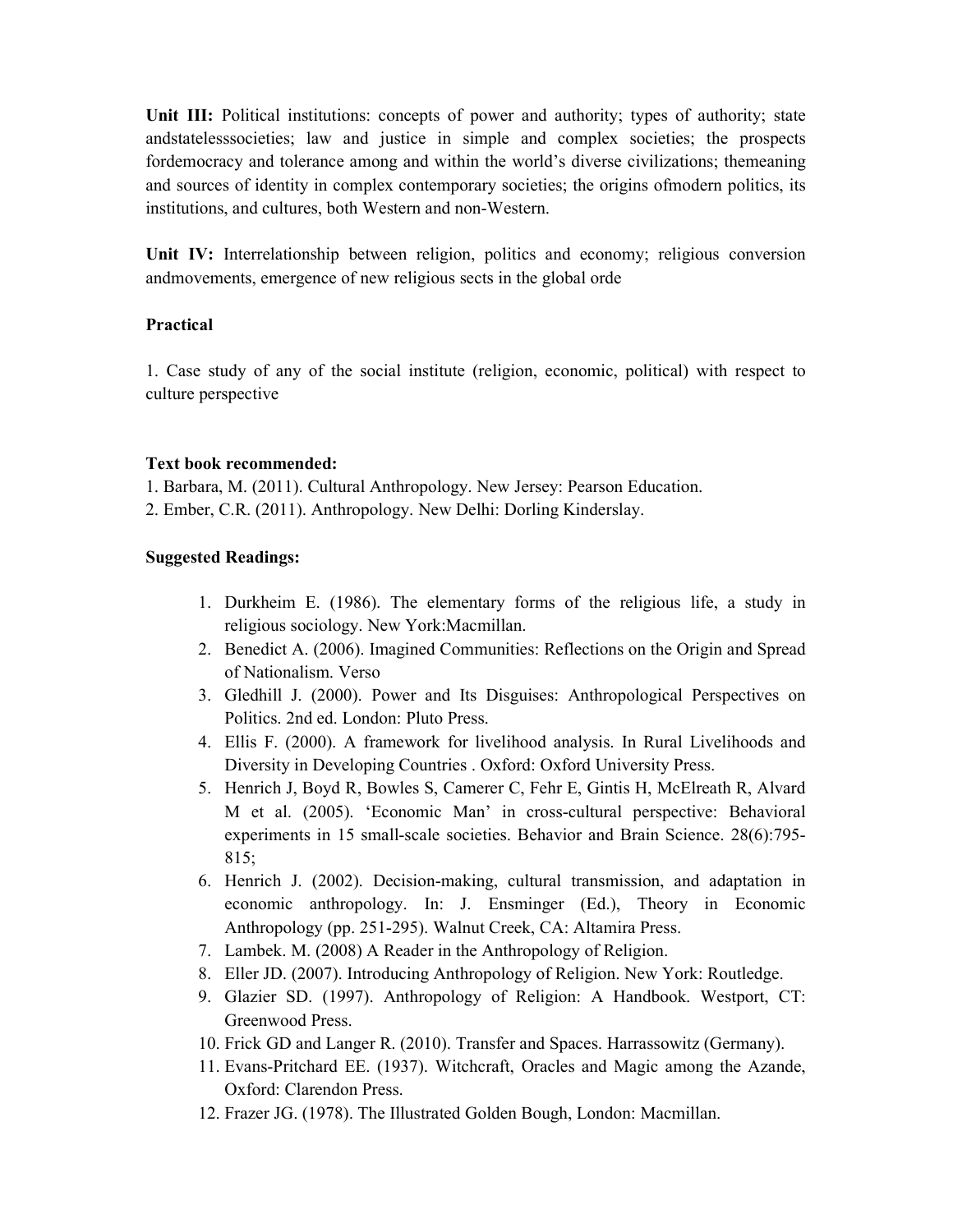**Unit III:** Political institutions: concepts of power and authority; types of authority; state andstatelesssocieties; law and justice in simple and complex societies; the prospects fordemocracy and tolerance among and within the world's diverse civilizations; themeaning and sources of identity in complex contemporary societies; the origins ofmodern politics, its institutions, and cultures, both Western and non-Western.

**Unit IV:** Interrelationship between religion, politics and economy; religious conversion andmovements, emergence of new religious sects in the global orde

**Practical**

1. Case study of any of the social institute (religion, economic, political) with respect to culture perspective

**Text book recommended:**

1. Barbara, M. (2011). Cultural Anthropology. New Jersey: Pearson Education.
2. Ember, C.R. (2011). Anthropology. New Delhi: Dorling Kinderslay.

**Suggested Readings:**

1. Durkheim E. (1986). The elementary forms of the religious life, a study in religious sociology. New York:Macmillan.
2. Benedict A. (2006). Imagined Communities: Reflections on the Origin and Spread of Nationalism. Verso
3. Gledhill J. (2000). Power and Its Disguises: Anthropological Perspectives on Politics. 2nd ed. London: Pluto Press.
4. Ellis F. (2000). A framework for livelihood analysis. In Rural Livelihoods and Diversity in Developing Countries . Oxford: Oxford University Press.
5. Henrich J, Boyd R, Bowles S, Camerer C, Fehr E, Gintis H, McElreath R, Alvard M et al. (2005). 'Economic Man' in cross-cultural perspective: Behavioral experiments in 15 small-scale societies. Behavior and Brain Science. 28(6):795-815;
6. Henrich J. (2002). Decision-making, cultural transmission, and adaptation in economic anthropology. In: J. Ensminger (Ed.), Theory in Economic Anthropology (pp. 251-295). Walnut Creek, CA: Altamira Press.
7. Lambek. M. (2008) A Reader in the Anthropology of Religion.
8. Eller JD. (2007). Introducing Anthropology of Religion. New York: Routledge.
9. Glazier SD. (1997). Anthropology of Religion: A Handbook. Westport, CT: Greenwood Press.
10. Frick GD and Langer R. (2010). Transfer and Spaces. Harrassowitz (Germany).
11. Evans-Pritchard EE. (1937). Witchcraft, Oracles and Magic among the Azande, Oxford: Clarendon Press.
12. Frazer JG. (1978). The Illustrated Golden Bough, London: Macmillan.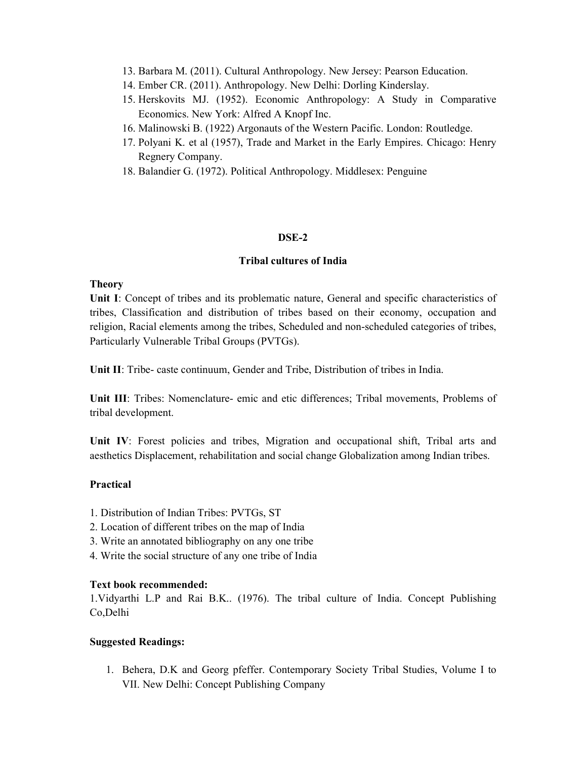13. Barbara M. (2011). Cultural Anthropology. New Jersey: Pearson Education.
14. Ember CR. (2011). Anthropology. New Delhi: Dorling Kinderslay.
15. Herskovits MJ. (1952). Economic Anthropology: A Study in Comparative Economics. New York: Alfred A Knopf Inc.
16. Malinowski B. (1922) Argonauts of the Western Pacific. London: Routledge.
17. Polyani K. et al (1957), Trade and Market in the Early Empires. Chicago: Henry Regnery Company.
18. Balandier G. (1972). Political Anthropology. Middlesex: Penguine

## DSE-2

### Tribal cultures of India

**Theory**

**Unit I**: Concept of tribes and its problematic nature, General and specific characteristics of tribes, Classification and distribution of tribes based on their economy, occupation and religion, Racial elements among the tribes, Scheduled and non-scheduled categories of tribes, Particularly Vulnerable Tribal Groups (PVTGs).

**Unit II**: Tribe- caste continuum, Gender and Tribe, Distribution of tribes in India.

**Unit III**: Tribes: Nomenclature- emic and etic differences; Tribal movements, Problems of tribal development.

**Unit IV**: Forest policies and tribes, Migration and occupational shift, Tribal arts and aesthetics Displacement, rehabilitation and social change Globalization among Indian tribes.

**Practical**

1. Distribution of Indian Tribes: PVTGs, ST
2. Location of different tribes on the map of India
3. Write an annotated bibliography on any one tribe
4. Write the social structure of any one tribe of India

**Text book recommended:**

1.Vidyarthi L.P and Rai B.K.. (1976). The tribal culture of India. Concept Publishing Co,Delhi

**Suggested Readings:**

1. Behera, D.K and Georg pfeffer. Contemporary Society Tribal Studies, Volume I to VII. New Delhi: Concept Publishing Company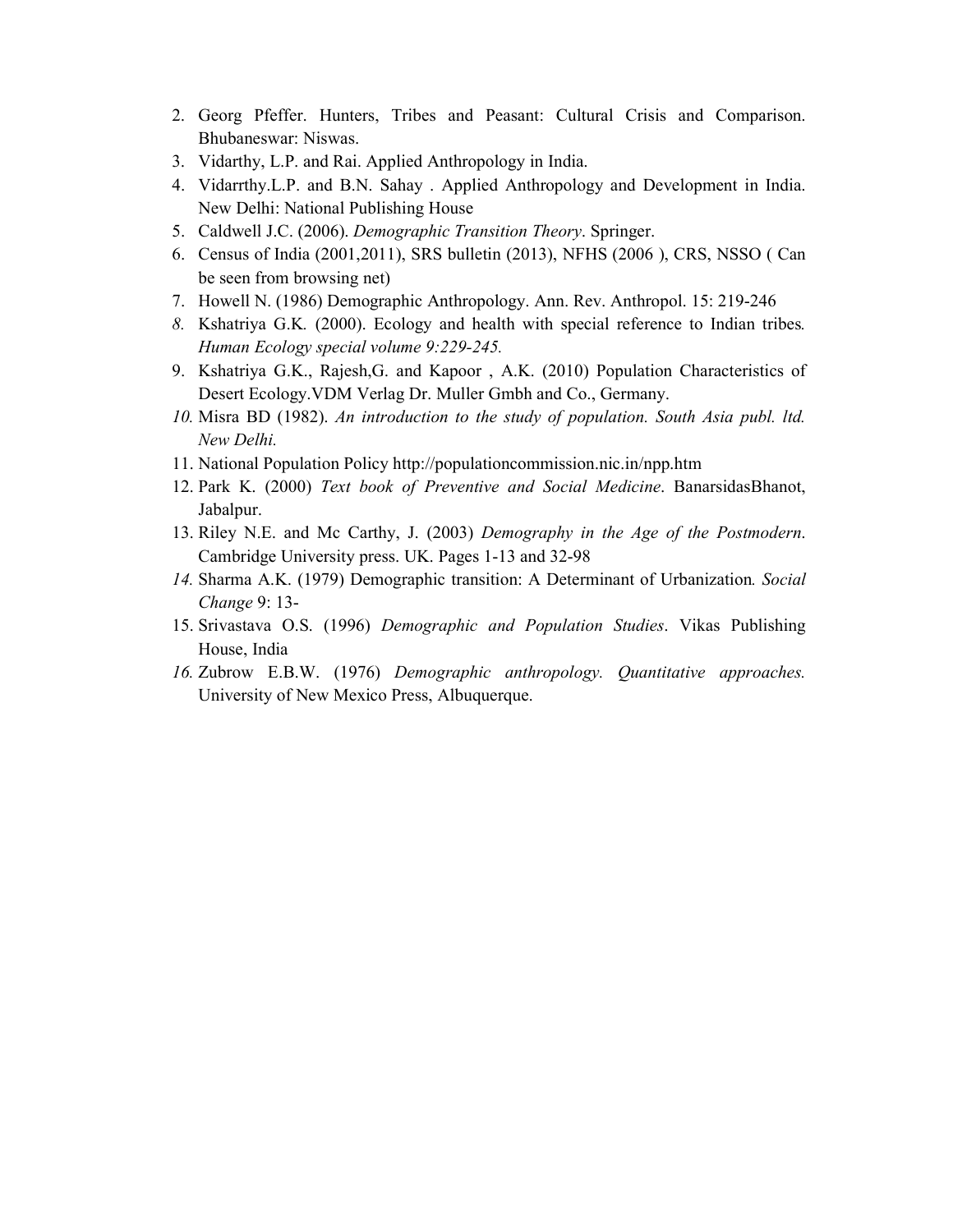2. Georg Pfeffer. Hunters, Tribes and Peasant: Cultural Crisis and Comparison. Bhubaneswar: Niswas.
3. Vidarthy, L.P. and Rai. Applied Anthropology in India.
4. Vidarrthy.L.P. and B.N. Sahay . Applied Anthropology and Development in India. New Delhi: National Publishing House
5. Caldwell J.C. (2006). *Demographic Transition Theory*. Springer.
6. Census of India (2001,2011), SRS bulletin (2013), NFHS (2006 ), CRS, NSSO ( Can be seen from browsing net)
7. Howell N. (1986) Demographic Anthropology. Ann. Rev. Anthropol. 15: 219-246
8. Kshatriya G.K. (2000). Ecology and health with special reference to Indian tribes*. Human Ecology special volume 9:229-245.*
9. Kshatriya G.K., Rajesh,G. and Kapoor , A.K. (2010) Population Characteristics of Desert Ecology.VDM Verlag Dr. Muller Gmbh and Co., Germany.
10. Misra BD (1982). *An introduction to the study of population. South Asia publ. ltd. New Delhi.*
11. National Population Policy http://populationcommission.nic.in/npp.htm
12. Park K. (2000) *Text book of Preventive and Social Medicine*. BanarsidasBhanot, Jabalpur.
13. Riley N.E. and Mc Carthy, J. (2003) *Demography in the Age of the Postmodern*. Cambridge University press. UK. Pages 1-13 and 32-98
14. Sharma A.K. (1979) Demographic transition: A Determinant of Urbanization*. Social Change* 9: 13-
15. Srivastava O.S. (1996) *Demographic and Population Studies*. Vikas Publishing House, India
16. Zubrow E.B.W. (1976) *Demographic anthropology. Quantitative approaches.* University of New Mexico Press, Albuquerque.